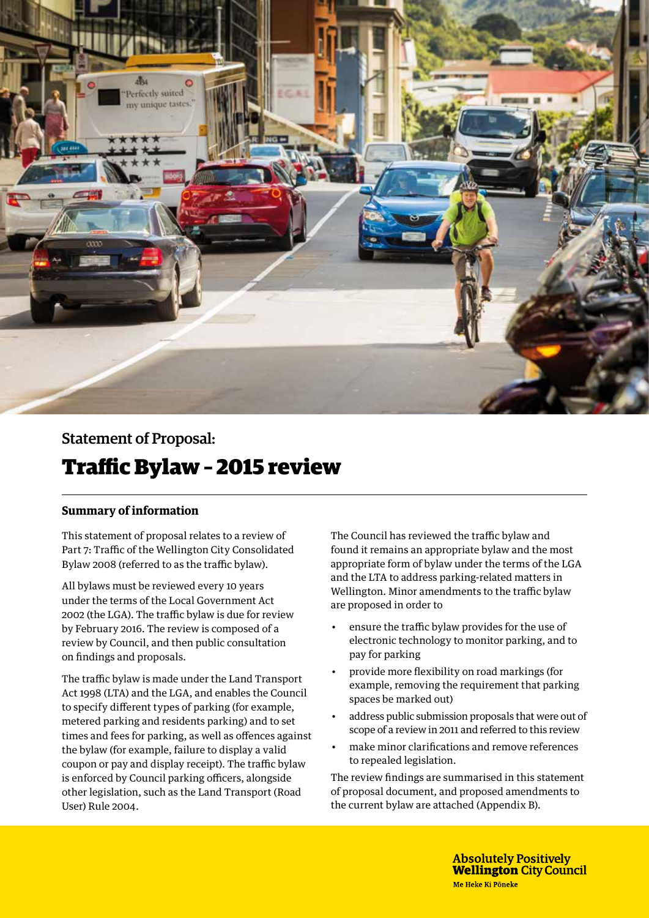## Statement of Proposal:

# Traffic Bylaw – 2015 review

### Summary of information

This statement of proposal relates to a review of Part 7: Traffic of the Wellington City Consolidated Bylaw 2008 (referred to as the traffic bylaw).

All bylaws must be reviewed every 10 years under the terms of the Local Government Act 2002 (the LGA). The traffic bylaw is due for review by February 2016. The review is composed of a review by Council, and then public consultation on findings and proposals.

The traffic bylaw is made under the Land Transport Act 1998 (LTA) and the LGA, and enables the Council to specify different types of parking (for example, metered parking and residents parking) and to set times and fees for parking, as well as offences against the bylaw (for example, failure to display a valid coupon or pay and display receipt). The traffic bylaw is enforced by Council parking officers, alongside other legislation, such as the Land Transport (Road User) Rule 2004.

The Council has reviewed the traffic bylaw and found it remains an appropriate bylaw and the most appropriate form of bylaw under the terms of the LGA and the LTA to address parking-related matters in Wellington. Minor amendments to the traffic bylaw are proposed in order to

- ensure the traffic bylaw provides for the use of electronic technology to monitor parking, and to pay for parking
- provide more flexibility on road markings (for example, removing the requirement that parking spaces be marked out)
- address public submission proposals that were out of scope of a review in 2011 and referred to this review
- make minor clarifications and remove references to repealed legislation.

The review findings are summarised in this statement of proposal document, and proposed amendments to the current bylaw are attached (Appendix B).

**Absolutely Positively Wellington City Council**
Me Heke Ki Pōneke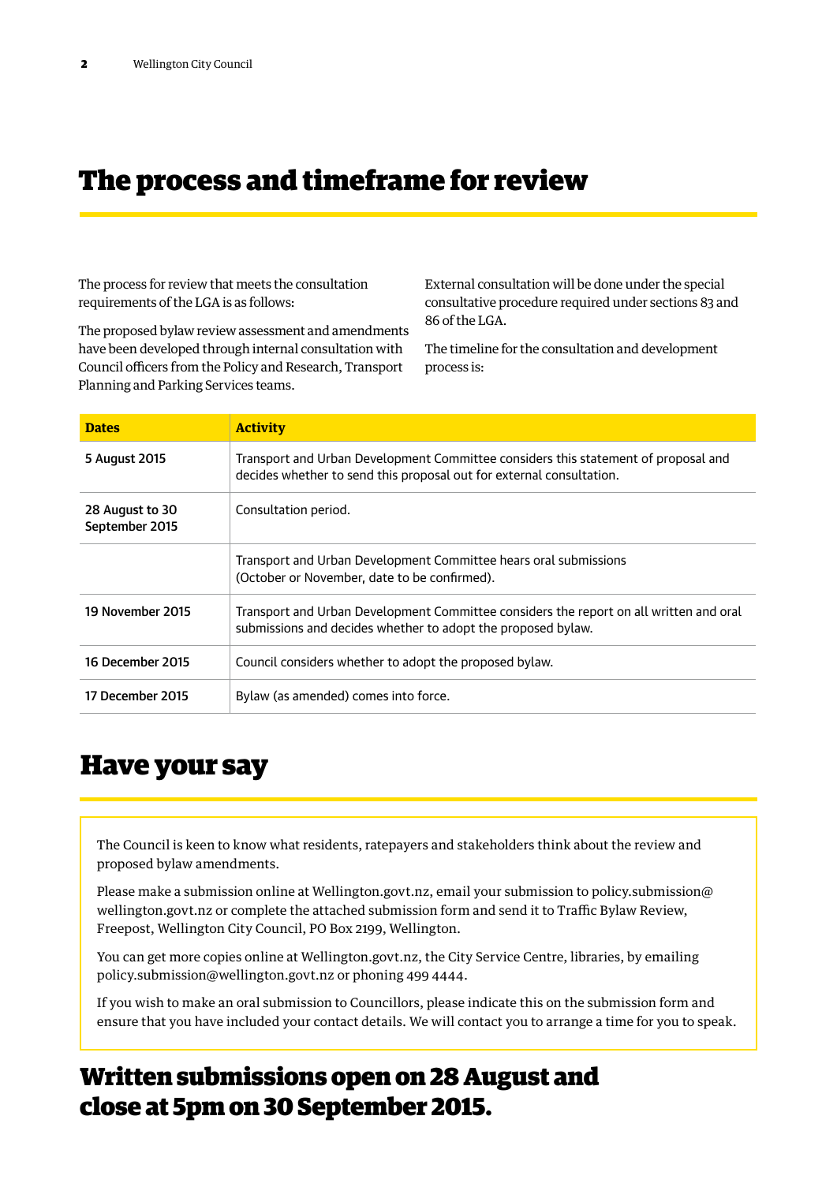# The process and timeframe for review

The process for review that meets the consultation requirements of the LGA is as follows:

The proposed bylaw review assessment and amendments have been developed through internal consultation with Council officers from the Policy and Research, Transport Planning and Parking Services teams.

External consultation will be done under the special consultative procedure required under sections 83 and 86 of the LGA.

The timeline for the consultation and development process is:

| Dates | Activity |
|---|---|
| 5 August 2015 | Transport and Urban Development Committee considers this statement of proposal and decides whether to send this proposal out for external consultation. |
| 28 August to 30 September 2015 | Consultation period. |
| | Transport and Urban Development Committee hears oral submissions (October or November, date to be confirmed). |
| 19 November 2015 | Transport and Urban Development Committee considers the report on all written and oral submissions and decides whether to adopt the proposed bylaw. |
| 16 December 2015 | Council considers whether to adopt the proposed bylaw. |
| 17 December 2015 | Bylaw (as amended) comes into force. |

# Have your say

The Council is keen to know what residents, ratepayers and stakeholders think about the review and proposed bylaw amendments.

Please make a submission online at Wellington.govt.nz, email your submission to policy.submission@wellington.govt.nz or complete the attached submission form and send it to Traffic Bylaw Review, Freepost, Wellington City Council, PO Box 2199, Wellington.

You can get more copies online at Wellington.govt.nz, the City Service Centre, libraries, by emailing policy.submission@wellington.govt.nz or phoning 499 4444.

If you wish to make an oral submission to Councillors, please indicate this on the submission form and ensure that you have included your contact details. We will contact you to arrange a time for you to speak.

## Written submissions open on 28 August and close at 5pm on 30 September 2015.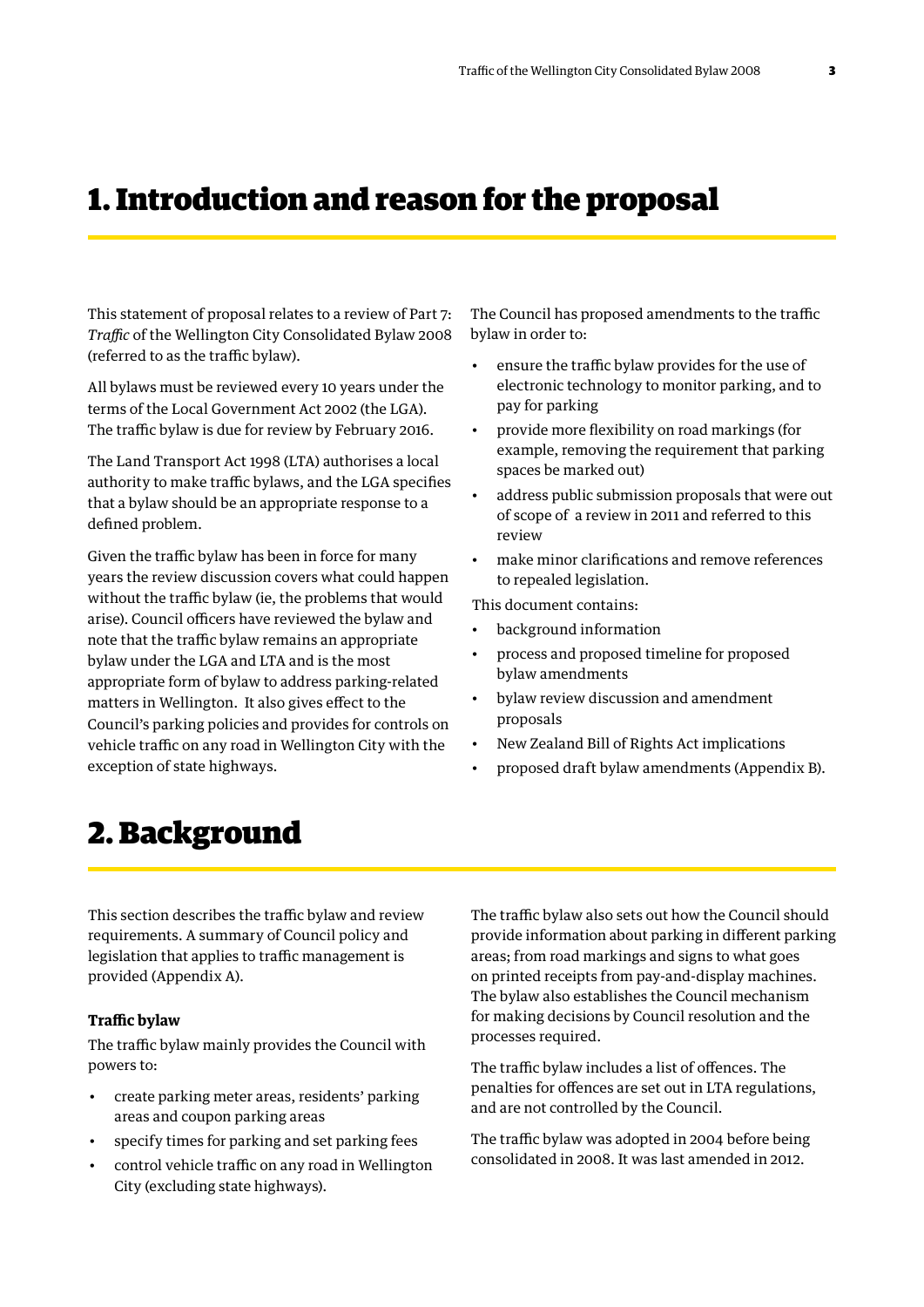# 1. Introduction and reason for the proposal

This statement of proposal relates to a review of Part 7: *Traffic* of the Wellington City Consolidated Bylaw 2008 (referred to as the traffic bylaw).

All bylaws must be reviewed every 10 years under the terms of the Local Government Act 2002 (the LGA). The traffic bylaw is due for review by February 2016.

The Land Transport Act 1998 (LTA) authorises a local authority to make traffic bylaws, and the LGA specifies that a bylaw should be an appropriate response to a defined problem.

Given the traffic bylaw has been in force for many years the review discussion covers what could happen without the traffic bylaw (ie, the problems that would arise). Council officers have reviewed the bylaw and note that the traffic bylaw remains an appropriate bylaw under the LGA and LTA and is the most appropriate form of bylaw to address parking-related matters in Wellington. It also gives effect to the Council's parking policies and provides for controls on vehicle traffic on any road in Wellington City with the exception of state highways.

The Council has proposed amendments to the traffic bylaw in order to:

- ensure the traffic bylaw provides for the use of electronic technology to monitor parking, and to pay for parking
- provide more flexibility on road markings (for example, removing the requirement that parking spaces be marked out)
- address public submission proposals that were out of scope of a review in 2011 and referred to this review
- make minor clarifications and remove references to repealed legislation.

This document contains:

- background information
- process and proposed timeline for proposed bylaw amendments
- bylaw review discussion and amendment proposals
- New Zealand Bill of Rights Act implications
- proposed draft bylaw amendments (Appendix B).

# 2. Background

This section describes the traffic bylaw and review requirements. A summary of Council policy and legislation that applies to traffic management is provided (Appendix A).

### Traffic bylaw

The traffic bylaw mainly provides the Council with powers to:

- create parking meter areas, residents' parking areas and coupon parking areas
- specify times for parking and set parking fees
- control vehicle traffic on any road in Wellington City (excluding state highways).

The traffic bylaw also sets out how the Council should provide information about parking in different parking areas; from road markings and signs to what goes on printed receipts from pay-and-display machines. The bylaw also establishes the Council mechanism for making decisions by Council resolution and the processes required.

The traffic bylaw includes a list of offences. The penalties for offences are set out in LTA regulations, and are not controlled by the Council.

The traffic bylaw was adopted in 2004 before being consolidated in 2008. It was last amended in 2012.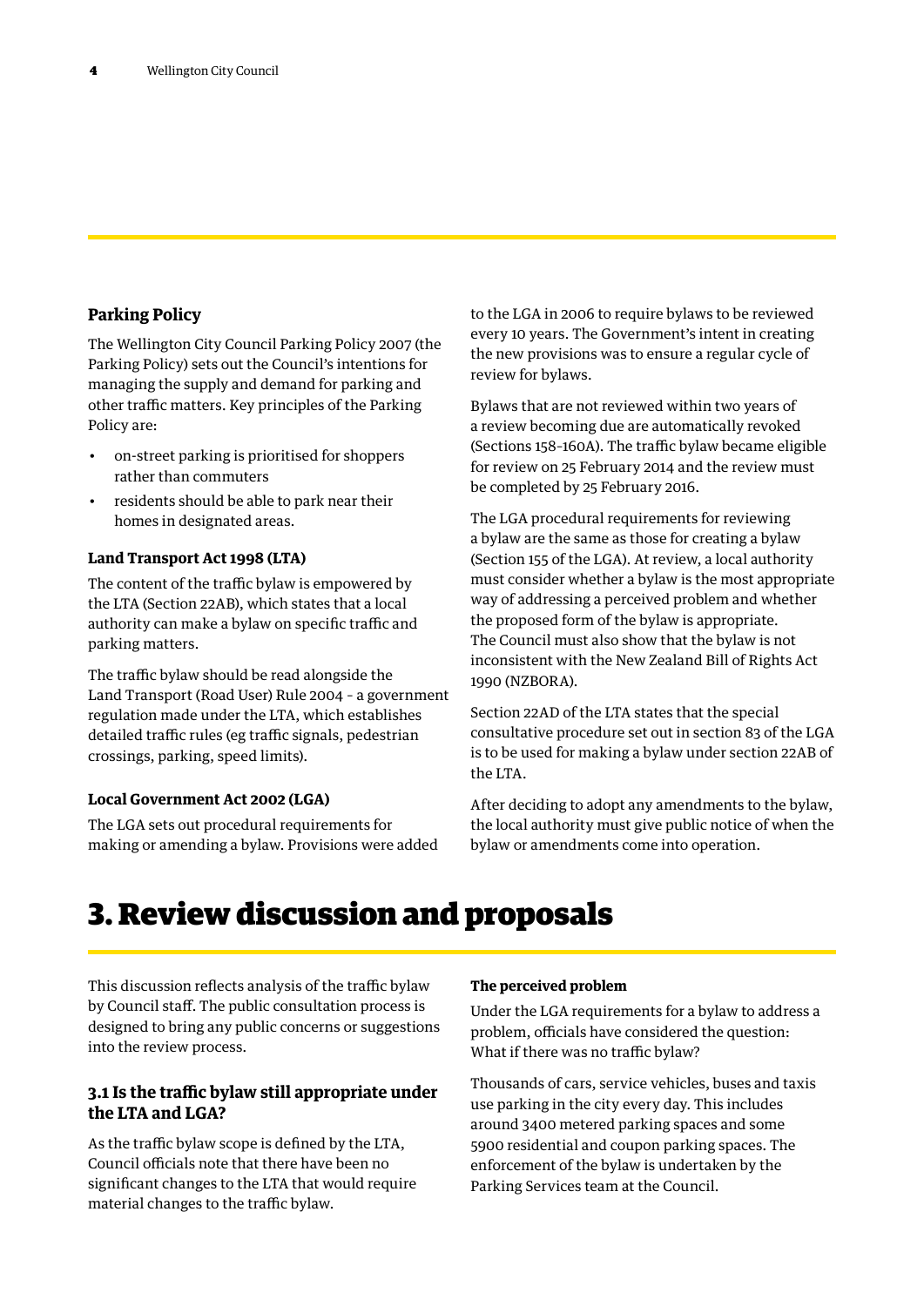### Parking Policy

The Wellington City Council Parking Policy 2007 (the Parking Policy) sets out the Council's intentions for managing the supply and demand for parking and other traffic matters. Key principles of the Parking Policy are:

- on-street parking is prioritised for shoppers rather than commuters
- residents should be able to park near their homes in designated areas.

#### Land Transport Act 1998 (LTA)

The content of the traffic bylaw is empowered by the LTA (Section 22AB), which states that a local authority can make a bylaw on specific traffic and parking matters.

The traffic bylaw should be read alongside the Land Transport (Road User) Rule 2004 – a government regulation made under the LTA, which establishes detailed traffic rules (eg traffic signals, pedestrian crossings, parking, speed limits).

#### Local Government Act 2002 (LGA)

The LGA sets out procedural requirements for making or amending a bylaw. Provisions were added to the LGA in 2006 to require bylaws to be reviewed every 10 years. The Government's intent in creating the new provisions was to ensure a regular cycle of review for bylaws.

Bylaws that are not reviewed within two years of a review becoming due are automatically revoked (Sections 158–160A). The traffic bylaw became eligible for review on 25 February 2014 and the review must be completed by 25 February 2016.

The LGA procedural requirements for reviewing a bylaw are the same as those for creating a bylaw (Section 155 of the LGA). At review, a local authority must consider whether a bylaw is the most appropriate way of addressing a perceived problem and whether the proposed form of the bylaw is appropriate. The Council must also show that the bylaw is not inconsistent with the New Zealand Bill of Rights Act 1990 (NZBORA).

Section 22AD of the LTA states that the special consultative procedure set out in section 83 of the LGA is to be used for making a bylaw under section 22AB of the LTA.

After deciding to adopt any amendments to the bylaw, the local authority must give public notice of when the bylaw or amendments come into operation.

# 3. Review discussion and proposals

This discussion reflects analysis of the traffic bylaw by Council staff. The public consultation process is designed to bring any public concerns or suggestions into the review process.

### 3.1 Is the traffic bylaw still appropriate under the LTA and LGA?

As the traffic bylaw scope is defined by the LTA, Council officials note that there have been no significant changes to the LTA that would require material changes to the traffic bylaw.

#### The perceived problem

Under the LGA requirements for a bylaw to address a problem, officials have considered the question: What if there was no traffic bylaw?

Thousands of cars, service vehicles, buses and taxis use parking in the city every day. This includes around 3400 metered parking spaces and some 5900 residential and coupon parking spaces. The enforcement of the bylaw is undertaken by the Parking Services team at the Council.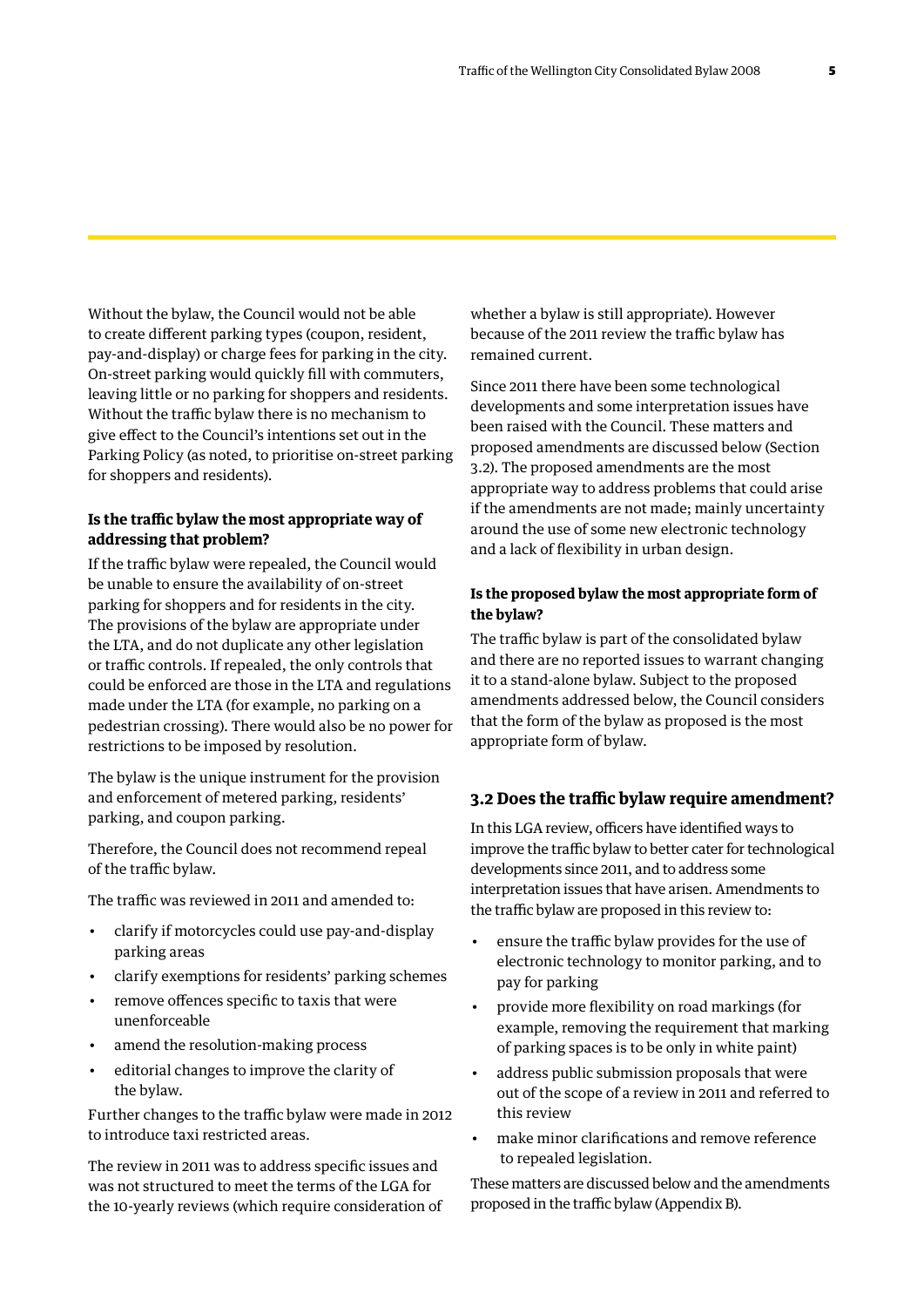Without the bylaw, the Council would not be able to create different parking types (coupon, resident, pay-and-display) or charge fees for parking in the city. On-street parking would quickly fill with commuters, leaving little or no parking for shoppers and residents. Without the traffic bylaw there is no mechanism to give effect to the Council's intentions set out in the Parking Policy (as noted, to prioritise on-street parking for shoppers and residents).

**Is the traffic bylaw the most appropriate way of addressing that problem?**

If the traffic bylaw were repealed, the Council would be unable to ensure the availability of on-street parking for shoppers and for residents in the city. The provisions of the bylaw are appropriate under the LTA, and do not duplicate any other legislation or traffic controls. If repealed, the only controls that could be enforced are those in the LTA and regulations made under the LTA (for example, no parking on a pedestrian crossing). There would also be no power for restrictions to be imposed by resolution.

The bylaw is the unique instrument for the provision and enforcement of metered parking, residents' parking, and coupon parking.

Therefore, the Council does not recommend repeal of the traffic bylaw.

The traffic was reviewed in 2011 and amended to:

- clarify if motorcycles could use pay-and-display parking areas
- clarify exemptions for residents' parking schemes
- remove offences specific to taxis that were unenforceable
- amend the resolution-making process
- editorial changes to improve the clarity of the bylaw.

Further changes to the traffic bylaw were made in 2012 to introduce taxi restricted areas.

The review in 2011 was to address specific issues and was not structured to meet the terms of the LGA for the 10-yearly reviews (which require consideration of whether a bylaw is still appropriate). However because of the 2011 review the traffic bylaw has remained current.

Since 2011 there have been some technological developments and some interpretation issues have been raised with the Council. These matters and proposed amendments are discussed below (Section 3.2). The proposed amendments are the most appropriate way to address problems that could arise if the amendments are not made; mainly uncertainty around the use of some new electronic technology and a lack of flexibility in urban design.

**Is the proposed bylaw the most appropriate form of the bylaw?**

The traffic bylaw is part of the consolidated bylaw and there are no reported issues to warrant changing it to a stand-alone bylaw. Subject to the proposed amendments addressed below, the Council considers that the form of the bylaw as proposed is the most appropriate form of bylaw.

### 3.2 Does the traffic bylaw require amendment?

In this LGA review, officers have identified ways to improve the traffic bylaw to better cater for technological developments since 2011, and to address some interpretation issues that have arisen. Amendments to the traffic bylaw are proposed in this review to:

- ensure the traffic bylaw provides for the use of electronic technology to monitor parking, and to pay for parking
- provide more flexibility on road markings (for example, removing the requirement that marking of parking spaces is to be only in white paint)
- address public submission proposals that were out of the scope of a review in 2011 and referred to this review
- make minor clarifications and remove reference to repealed legislation.

These matters are discussed below and the amendments proposed in the traffic bylaw (Appendix B).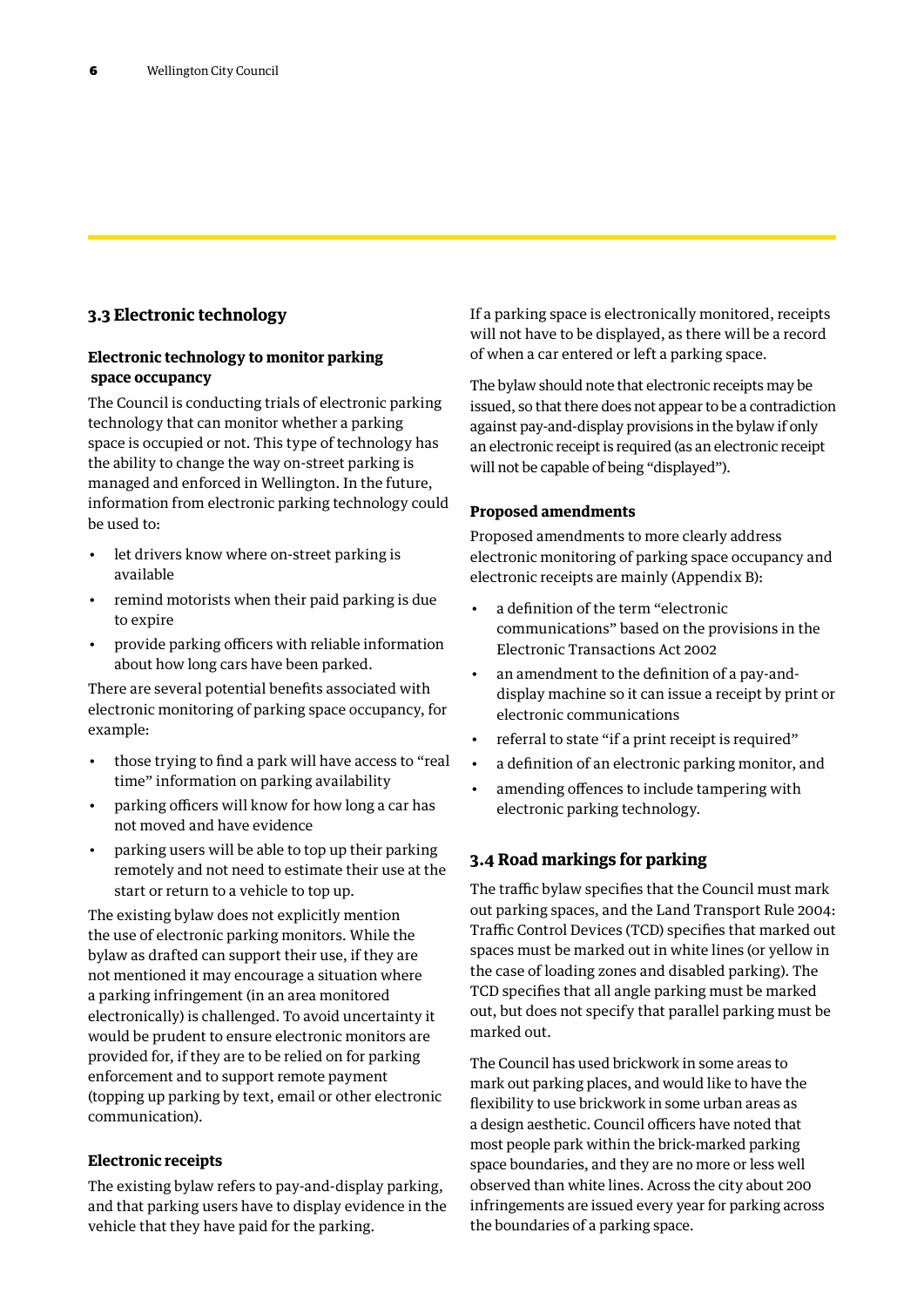## 3.3 Electronic technology

### Electronic technology to monitor parking space occupancy

The Council is conducting trials of electronic parking technology that can monitor whether a parking space is occupied or not. This type of technology has the ability to change the way on-street parking is managed and enforced in Wellington. In the future, information from electronic parking technology could be used to:

- let drivers know where on-street parking is available
- remind motorists when their paid parking is due to expire
- provide parking officers with reliable information about how long cars have been parked.

There are several potential benefits associated with electronic monitoring of parking space occupancy, for example:

- those trying to find a park will have access to "real time" information on parking availability
- parking officers will know for how long a car has not moved and have evidence
- parking users will be able to top up their parking remotely and not need to estimate their use at the start or return to a vehicle to top up.

The existing bylaw does not explicitly mention the use of electronic parking monitors. While the bylaw as drafted can support their use, if they are not mentioned it may encourage a situation where a parking infringement (in an area monitored electronically) is challenged. To avoid uncertainty it would be prudent to ensure electronic monitors are provided for, if they are to be relied on for parking enforcement and to support remote payment (topping up parking by text, email or other electronic communication).

### Electronic receipts

The existing bylaw refers to pay-and-display parking, and that parking users have to display evidence in the vehicle that they have paid for the parking.

If a parking space is electronically monitored, receipts will not have to be displayed, as there will be a record of when a car entered or left a parking space.

The bylaw should note that electronic receipts may be issued, so that there does not appear to be a contradiction against pay-and-display provisions in the bylaw if only an electronic receipt is required (as an electronic receipt will not be capable of being "displayed").

### Proposed amendments

Proposed amendments to more clearly address electronic monitoring of parking space occupancy and electronic receipts are mainly (Appendix B):

- a definition of the term "electronic communications" based on the provisions in the Electronic Transactions Act 2002
- an amendment to the definition of a pay-and-display machine so it can issue a receipt by print or electronic communications
- referral to state "if a print receipt is required"
- a definition of an electronic parking monitor, and
- amending offences to include tampering with electronic parking technology.

## 3.4 Road markings for parking

The traffic bylaw specifies that the Council must mark out parking spaces, and the Land Transport Rule 2004: Traffic Control Devices (TCD) specifies that marked out spaces must be marked out in white lines (or yellow in the case of loading zones and disabled parking). The TCD specifies that all angle parking must be marked out, but does not specify that parallel parking must be marked out.

The Council has used brickwork in some areas to mark out parking places, and would like to have the flexibility to use brickwork in some urban areas as a design aesthetic. Council officers have noted that most people park within the brick-marked parking space boundaries, and they are no more or less well observed than white lines. Across the city about 200 infringements are issued every year for parking across the boundaries of a parking space.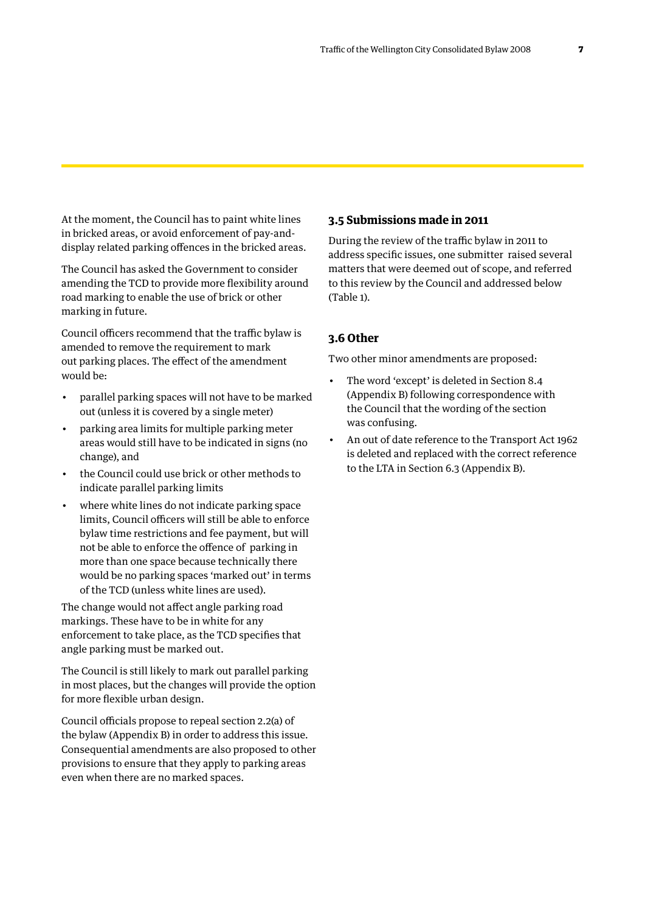At the moment, the Council has to paint white lines in bricked areas, or avoid enforcement of pay-and-display related parking offences in the bricked areas.

The Council has asked the Government to consider amending the TCD to provide more flexibility around road marking to enable the use of brick or other marking in future.

Council officers recommend that the traffic bylaw is amended to remove the requirement to mark out parking places. The effect of the amendment would be:

- parallel parking spaces will not have to be marked out (unless it is covered by a single meter)
- parking area limits for multiple parking meter areas would still have to be indicated in signs (no change), and
- the Council could use brick or other methods to indicate parallel parking limits
- where white lines do not indicate parking space limits, Council officers will still be able to enforce bylaw time restrictions and fee payment, but will not be able to enforce the offence of parking in more than one space because technically there would be no parking spaces 'marked out' in terms of the TCD (unless white lines are used).

The change would not affect angle parking road markings. These have to be in white for any enforcement to take place, as the TCD specifies that angle parking must be marked out.

The Council is still likely to mark out parallel parking in most places, but the changes will provide the option for more flexible urban design.

Council officials propose to repeal section 2.2(a) of the bylaw (Appendix B) in order to address this issue. Consequential amendments are also proposed to other provisions to ensure that they apply to parking areas even when there are no marked spaces.

### 3.5 Submissions made in 2011

During the review of the traffic bylaw in 2011 to address specific issues, one submitter raised several matters that were deemed out of scope, and referred to this review by the Council and addressed below (Table 1).

### 3.6 Other

Two other minor amendments are proposed:

- The word 'except' is deleted in Section 8.4 (Appendix B) following correspondence with the Council that the wording of the section was confusing.
- An out of date reference to the Transport Act 1962 is deleted and replaced with the correct reference to the LTA in Section 6.3 (Appendix B).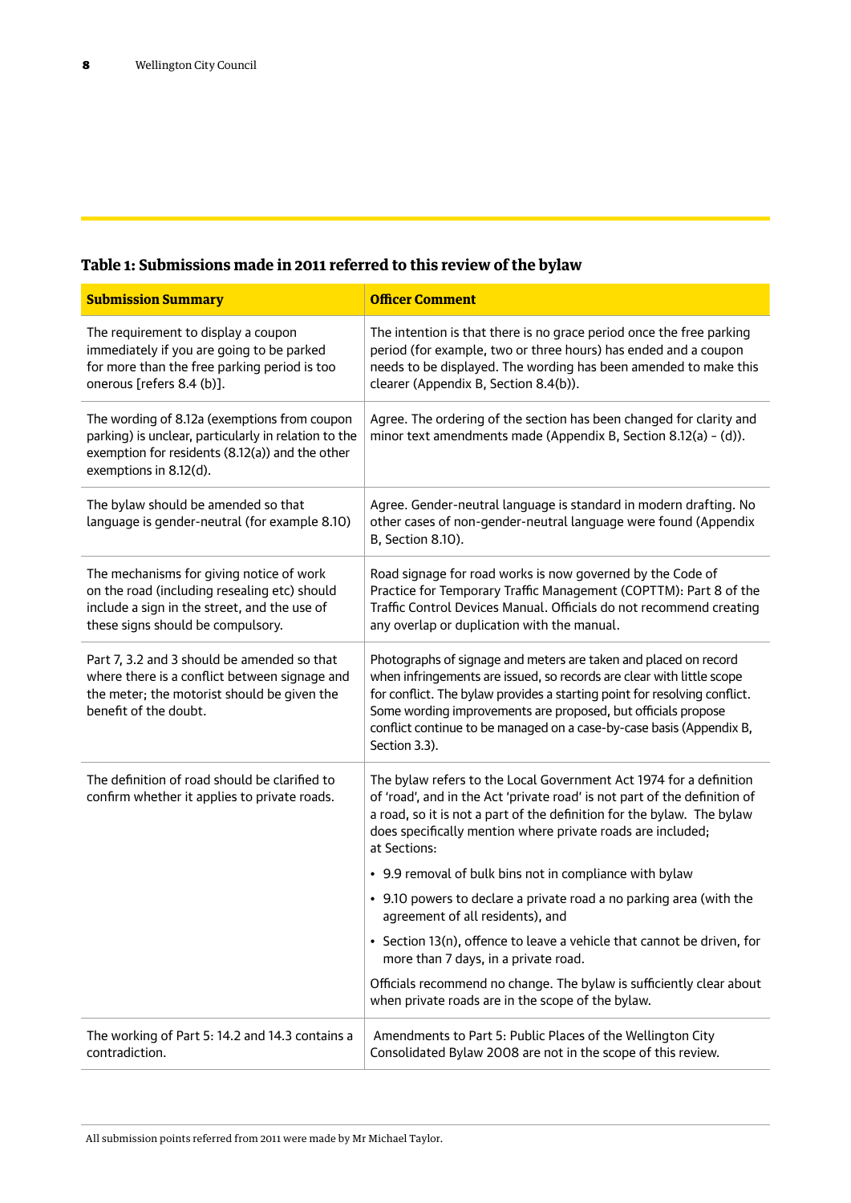## Table 1: Submissions made in 2011 referred to this review of the bylaw

| Submission Summary | Officer Comment |
|---|---|
| The requirement to display a coupon immediately if you are going to be parked for more than the free parking period is too onerous [refers 8.4 (b)]. | The intention is that there is no grace period once the free parking period (for example, two or three hours) has ended and a coupon needs to be displayed. The wording has been amended to make this clearer (Appendix B, Section 8.4(b)). |
| The wording of 8.12a (exemptions from coupon parking) is unclear, particularly in relation to the exemption for residents (8.12(a)) and the other exemptions in 8.12(d). | Agree. The ordering of the section has been changed for clarity and minor text amendments made (Appendix B, Section 8.12(a) - (d)). |
| The bylaw should be amended so that language is gender-neutral (for example 8.10) | Agree. Gender-neutral language is standard in modern drafting. No other cases of non-gender-neutral language were found (Appendix B, Section 8.10). |
| The mechanisms for giving notice of work on the road (including resealing etc) should include a sign in the street, and the use of these signs should be compulsory. | Road signage for road works is now governed by the Code of Practice for Temporary Traffic Management (COPTTM): Part 8 of the Traffic Control Devices Manual. Officials do not recommend creating any overlap or duplication with the manual. |
| Part 7, 3.2 and 3 should be amended so that where there is a conflict between signage and the meter; the motorist should be given the benefit of the doubt. | Photographs of signage and meters are taken and placed on record when infringements are issued, so records are clear with little scope for conflict. The bylaw provides a starting point for resolving conflict. Some wording improvements are proposed, but officials propose conflict continue to be managed on a case-by-case basis (Appendix B, Section 3.3). |
| The definition of road should be clarified to confirm whether it applies to private roads. | The bylaw refers to the Local Government Act 1974 for a definition of 'road', and in the Act 'private road' is not part of the definition of a road, so it is not a part of the definition for the bylaw. The bylaw does specifically mention where private roads are included; at Sections:<br>• 9.9 removal of bulk bins not in compliance with bylaw<br>• 9.10 powers to declare a private road a no parking area (with the agreement of all residents), and<br>• Section 13(n), offence to leave a vehicle that cannot be driven, for more than 7 days, in a private road.<br>Officials recommend no change. The bylaw is sufficiently clear about when private roads are in the scope of the bylaw. |
| The working of Part 5: 14.2 and 14.3 contains a contradiction. | Amendments to Part 5: Public Places of the Wellington City Consolidated Bylaw 2008 are not in the scope of this review. |

All submission points referred from 2011 were made by Mr Michael Taylor.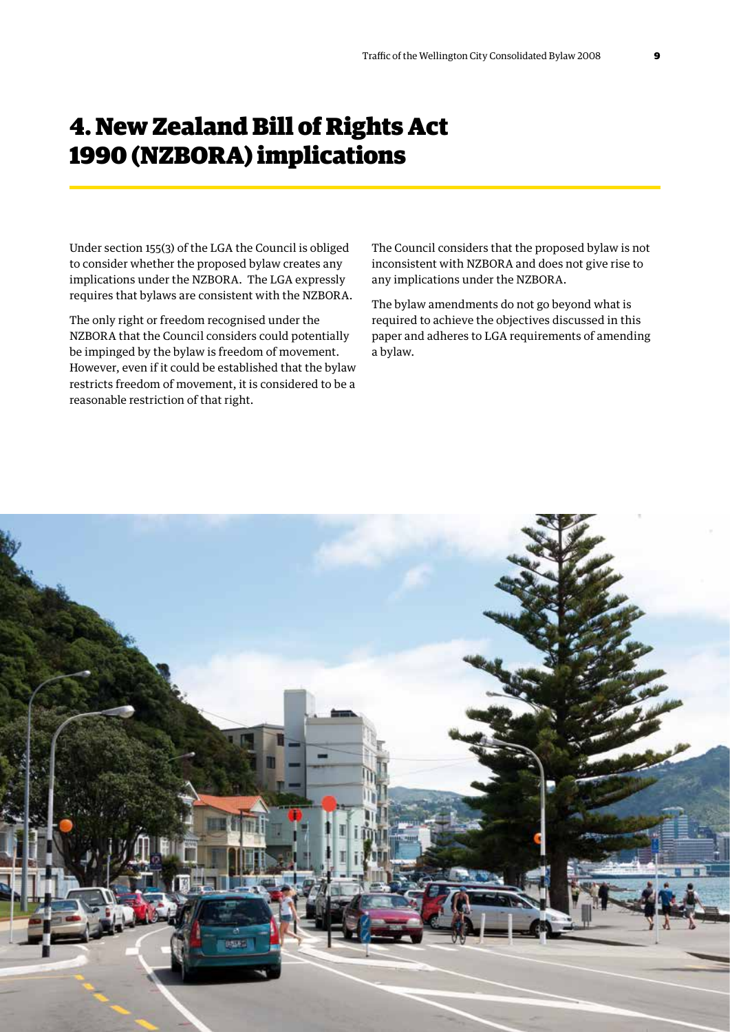# 4. New Zealand Bill of Rights Act 1990 (NZBORA) implications

Under section 155(3) of the LGA the Council is obliged to consider whether the proposed bylaw creates any implications under the NZBORA. The LGA expressly requires that bylaws are consistent with the NZBORA.

The only right or freedom recognised under the NZBORA that the Council considers could potentially be impinged by the bylaw is freedom of movement. However, even if it could be established that the bylaw restricts freedom of movement, it is considered to be a reasonable restriction of that right.

The Council considers that the proposed bylaw is not inconsistent with NZBORA and does not give rise to any implications under the NZBORA.

The bylaw amendments do not go beyond what is required to achieve the objectives discussed in this paper and adheres to LGA requirements of amending a bylaw.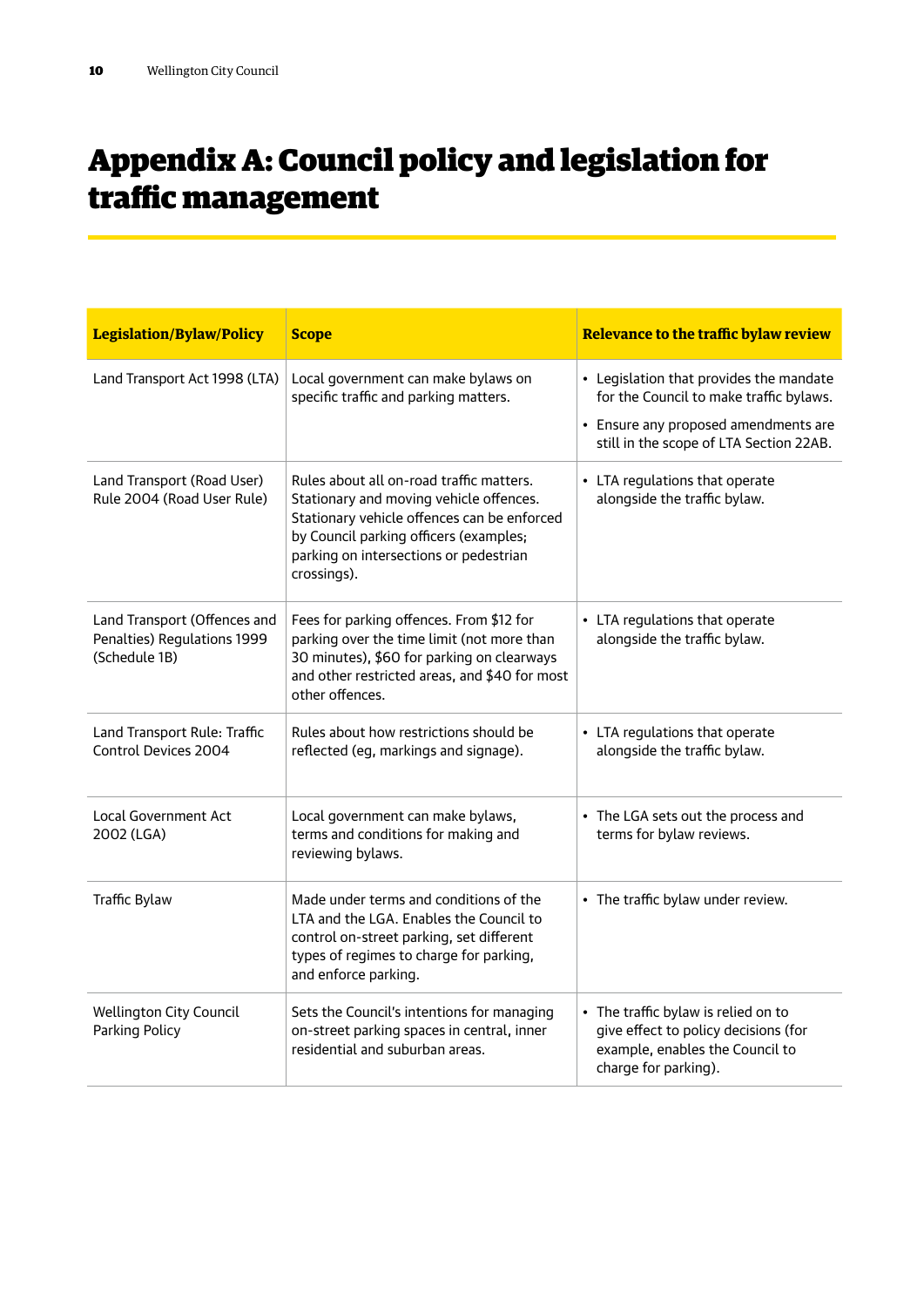# Appendix A: Council policy and legislation for traffic management

| Legislation/Bylaw/Policy | Scope | Relevance to the traffic bylaw review |
|---|---|---|
| Land Transport Act 1998 (LTA) | Local government can make bylaws on specific traffic and parking matters. | • Legislation that provides the mandate for the Council to make traffic bylaws.<br>• Ensure any proposed amendments are still in the scope of LTA Section 22AB. |
| Land Transport (Road User) Rule 2004 (Road User Rule) | Rules about all on-road traffic matters. Stationary and moving vehicle offences. Stationary vehicle offences can be enforced by Council parking officers (examples; parking on intersections or pedestrian crossings). | • LTA regulations that operate alongside the traffic bylaw. |
| Land Transport (Offences and Penalties) Regulations 1999 (Schedule 1B) | Fees for parking offences. From $12 for parking over the time limit (not more than 30 minutes), $60 for parking on clearways and other restricted areas, and $40 for most other offences. | • LTA regulations that operate alongside the traffic bylaw. |
| Land Transport Rule: Traffic Control Devices 2004 | Rules about how restrictions should be reflected (eg, markings and signage). | • LTA regulations that operate alongside the traffic bylaw. |
| Local Government Act 2002 (LGA) | Local government can make bylaws, terms and conditions for making and reviewing bylaws. | • The LGA sets out the process and terms for bylaw reviews. |
| Traffic Bylaw | Made under terms and conditions of the LTA and the LGA. Enables the Council to control on-street parking, set different types of regimes to charge for parking, and enforce parking. | • The traffic bylaw under review. |
| Wellington City Council Parking Policy | Sets the Council's intentions for managing on-street parking spaces in central, inner residential and suburban areas. | • The traffic bylaw is relied on to give effect to policy decisions (for example, enables the Council to charge for parking). |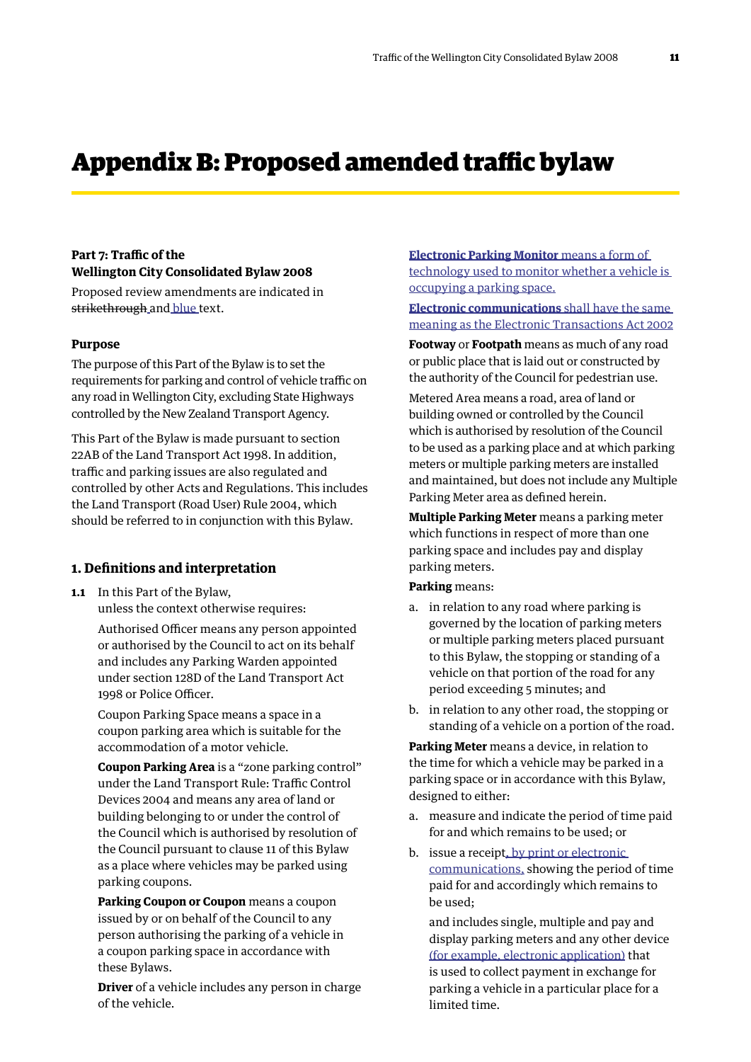# Appendix B: Proposed amended traffic bylaw

**Part 7: Traffic of the Wellington City Consolidated Bylaw 2008**

Proposed review amendments are indicated in ~~strikethrough~~ and <u>blue</u> text.

**Purpose**

The purpose of this Part of the Bylaw is to set the requirements for parking and control of vehicle traffic on any road in Wellington City, excluding State Highways controlled by the New Zealand Transport Agency.

This Part of the Bylaw is made pursuant to section 22AB of the Land Transport Act 1998. In addition, traffic and parking issues are also regulated and controlled by other Acts and Regulations. This includes the Land Transport (Road User) Rule 2004, which should be referred to in conjunction with this Bylaw.

## 1. Definitions and interpretation

**1.1** In this Part of the Bylaw, unless the context otherwise requires:

Authorised Officer means any person appointed or authorised by the Council to act on its behalf and includes any Parking Warden appointed under section 128D of the Land Transport Act 1998 or Police Officer.

Coupon Parking Space means a space in a coupon parking area which is suitable for the accommodation of a motor vehicle.

**Coupon Parking Area** is a "zone parking control" under the Land Transport Rule: Traffic Control Devices 2004 and means any area of land or building belonging to or under the control of the Council which is authorised by resolution of the Council pursuant to clause 11 of this Bylaw as a place where vehicles may be parked using parking coupons.

**Parking Coupon or Coupon** means a coupon issued by or on behalf of the Council to any person authorising the parking of a vehicle in a coupon parking space in accordance with these Bylaws.

**Driver** of a vehicle includes any person in charge of the vehicle.

<u>**Electronic Parking Monitor** means a form of technology used to monitor whether a vehicle is occupying a parking space.</u>

<u>**Electronic communications** shall have the same meaning as the Electronic Transactions Act 2002</u>

**Footway** or **Footpath** means as much of any road or public place that is laid out or constructed by the authority of the Council for pedestrian use.

Metered Area means a road, area of land or building owned or controlled by the Council which is authorised by resolution of the Council to be used as a parking place and at which parking meters or multiple parking meters are installed and maintained, but does not include any Multiple Parking Meter area as defined herein.

**Multiple Parking Meter** means a parking meter which functions in respect of more than one parking space and includes pay and display parking meters.

**Parking** means:

a. in relation to any road where parking is governed by the location of parking meters or multiple parking meters placed pursuant to this Bylaw, the stopping or standing of a vehicle on that portion of the road for any period exceeding 5 minutes; and
b. in relation to any other road, the stopping or standing of a vehicle on a portion of the road.

**Parking Meter** means a device, in relation to the time for which a vehicle may be parked in a parking space or in accordance with this Bylaw, designed to either:

a. measure and indicate the period of time paid for and which remains to be used; or
b. issue a receipt<u>, by print or electronic communications,</u> showing the period of time paid for and accordingly which remains to be used;

and includes single, multiple and pay and display parking meters and any other device <u>(for example, electronic application)</u> that is used to collect payment in exchange for parking a vehicle in a particular place for a limited time.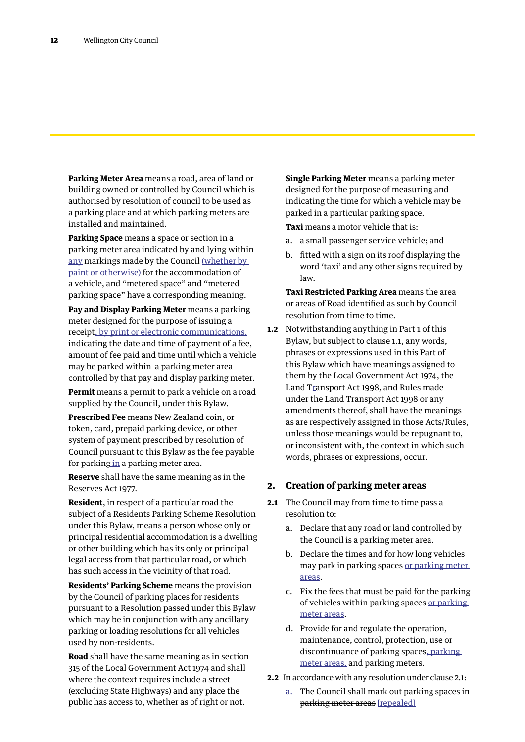**Parking Meter Area** means a road, area of land or building owned or controlled by Council which is authorised by resolution of council to be used as a parking place and at which parking meters are installed and maintained.

**Parking Space** means a space or section in a parking meter area indicated by and lying within any markings made by the Council (whether by paint or otherwise) for the accommodation of a vehicle, and "metered space" and "metered parking space" have a corresponding meaning.

**Pay and Display Parking Meter** means a parking meter designed for the purpose of issuing a receipt, by print or electronic communications, indicating the date and time of payment of a fee, amount of fee paid and time until which a vehicle may be parked within a parking meter area controlled by that pay and display parking meter.

**Permit** means a permit to park a vehicle on a road supplied by the Council, under this Bylaw.

**Prescribed Fee** means New Zealand coin, or token, card, prepaid parking device, or other system of payment prescribed by resolution of Council pursuant to this Bylaw as the fee payable for parking in a parking meter area.

**Reserve** shall have the same meaning as in the Reserves Act 1977.

**Resident**, in respect of a particular road the subject of a Residents Parking Scheme Resolution under this Bylaw, means a person whose only or principal residential accommodation is a dwelling or other building which has its only or principal legal access from that particular road, or which has such access in the vicinity of that road.

**Residents' Parking Scheme** means the provision by the Council of parking places for residents pursuant to a Resolution passed under this Bylaw which may be in conjunction with any ancillary parking or loading resolutions for all vehicles used by non-residents.

**Road** shall have the same meaning as in section 315 of the Local Government Act 1974 and shall where the context requires include a street (excluding State Highways) and any place the public has access to, whether as of right or not.

**Single Parking Meter** means a parking meter designed for the purpose of measuring and indicating the time for which a vehicle may be parked in a particular parking space.

**Taxi** means a motor vehicle that is:

a. a small passenger service vehicle; and

b. fitted with a sign on its roof displaying the word 'taxi' and any other signs required by law.

**Taxi Restricted Parking Area** means the area or areas of Road identified as such by Council resolution from time to time.

**1.2** Notwithstanding anything in Part 1 of this Bylaw, but subject to clause 1.1, any words, phrases or expressions used in this Part of this Bylaw which have meanings assigned to them by the Local Government Act 1974, the Land Transport Act 1998, and Rules made under the Land Transport Act 1998 or any amendments thereof, shall have the meanings as are respectively assigned in those Acts/Rules, unless those meanings would be repugnant to, or inconsistent with, the context in which such words, phrases or expressions, occur.

## 2. Creation of parking meter areas

**2.1** The Council may from time to time pass a resolution to:

a. Declare that any road or land controlled by the Council is a parking meter area.

b. Declare the times and for how long vehicles may park in parking spaces or parking meter areas.

c. Fix the fees that must be paid for the parking of vehicles within parking spaces or parking meter areas.

d. Provide for and regulate the operation, maintenance, control, protection, use or discontinuance of parking spaces, parking meter areas, and parking meters.

**2.2** In accordance with any resolution under clause 2.1:

a. ~~The Council shall mark out parking spaces in parking meter areas~~ [repealed]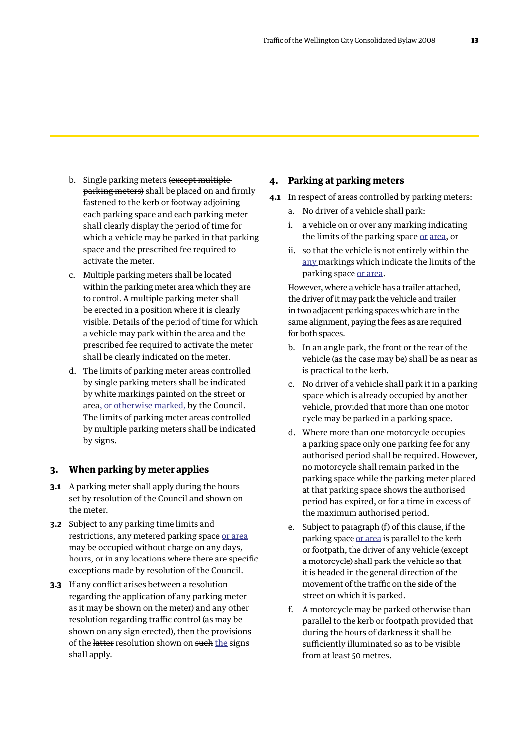b. Single parking meters ~~(except multiple parking meters)~~ shall be placed on and firmly fastened to the kerb or footway adjoining each parking space and each parking meter shall clearly display the period of time for which a vehicle may be parked in that parking space and the prescribed fee required to activate the meter.

c. Multiple parking meters shall be located within the parking meter area which they are to control. A multiple parking meter shall be erected in a position where it is clearly visible. Details of the period of time for which a vehicle may park within the area and the prescribed fee required to activate the meter shall be clearly indicated on the meter.

d. The limits of parking meter areas controlled by single parking meters shall be indicated by white markings painted on the street or area, or otherwise marked, by the Council. The limits of parking meter areas controlled by multiple parking meters shall be indicated by signs.

## 3. When parking by meter applies

**3.1** A parking meter shall apply during the hours set by resolution of the Council and shown on the meter.

**3.2** Subject to any parking time limits and restrictions, any metered parking space or area may be occupied without charge on any days, hours, or in any locations where there are specific exceptions made by resolution of the Council.

**3.3** If any conflict arises between a resolution regarding the application of any parking meter as it may be shown on the meter) and any other resolution regarding traffic control (as may be shown on any sign erected), then the provisions of the ~~latter~~ resolution shown on ~~such~~ the signs shall apply.

## 4. Parking at parking meters

**4.1** In respect of areas controlled by parking meters:

a. No driver of a vehicle shall park:

i. a vehicle on or over any marking indicating the limits of the parking space or area, or

ii. so that the vehicle is not entirely within ~~the~~ any markings which indicate the limits of the parking space or area.

However, where a vehicle has a trailer attached, the driver of it may park the vehicle and trailer in two adjacent parking spaces which are in the same alignment, paying the fees as are required for both spaces.

b. In an angle park, the front or the rear of the vehicle (as the case may be) shall be as near as is practical to the kerb.

c. No driver of a vehicle shall park it in a parking space which is already occupied by another vehicle, provided that more than one motor cycle may be parked in a parking space.

d. Where more than one motorcycle occupies a parking space only one parking fee for any authorised period shall be required. However, no motorcycle shall remain parked in the parking space while the parking meter placed at that parking space shows the authorised period has expired, or for a time in excess of the maximum authorised period.

e. Subject to paragraph (f) of this clause, if the parking space or area is parallel to the kerb or footpath, the driver of any vehicle (except a motorcycle) shall park the vehicle so that it is headed in the general direction of the movement of the traffic on the side of the street on which it is parked.

f. A motorcycle may be parked otherwise than parallel to the kerb or footpath provided that during the hours of darkness it shall be sufficiently illuminated so as to be visible from at least 50 metres.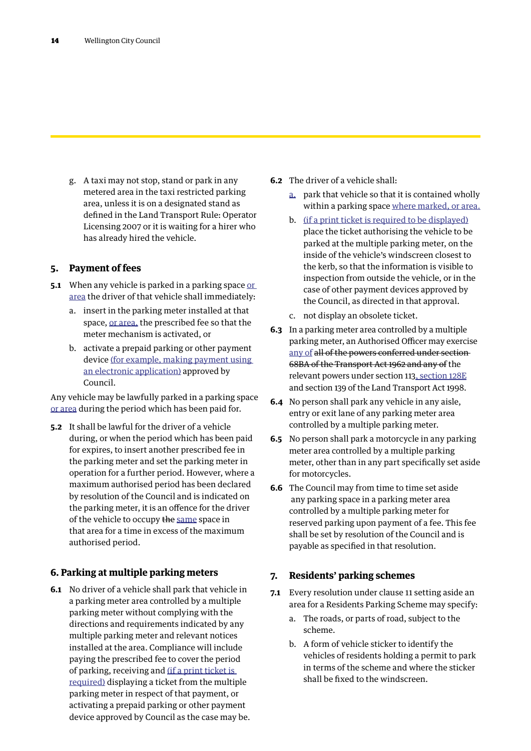g. A taxi may not stop, stand or park in any metered area in the taxi restricted parking area, unless it is on a designated stand as defined in the Land Transport Rule: Operator Licensing 2007 or it is waiting for a hirer who has already hired the vehicle.

## 5. Payment of fees

**5.1** When any vehicle is parked in a parking space or area the driver of that vehicle shall immediately:

a. insert in the parking meter installed at that space, or area, the prescribed fee so that the meter mechanism is activated, or

b. activate a prepaid parking or other payment device (for example, making payment using an electronic application) approved by Council.

Any vehicle may be lawfully parked in a parking space or area during the period which has been paid for.

**5.2** It shall be lawful for the driver of a vehicle during, or when the period which has been paid for expires, to insert another prescribed fee in the parking meter and set the parking meter in operation for a further period. However, where a maximum authorised period has been declared by resolution of the Council and is indicated on the parking meter, it is an offence for the driver of the vehicle to occupy ~~the~~ same space in that area for a time in excess of the maximum authorised period.

## 6. Parking at multiple parking meters

**6.1** No driver of a vehicle shall park that vehicle in a parking meter area controlled by a multiple parking meter without complying with the directions and requirements indicated by any multiple parking meter and relevant notices installed at the area. Compliance will include paying the prescribed fee to cover the period of parking, receiving and (if a print ticket is required) displaying a ticket from the multiple parking meter in respect of that payment, or activating a prepaid parking or other payment device approved by Council as the case may be.

**6.2** The driver of a vehicle shall:

a. park that vehicle so that it is contained wholly within a parking space where marked, or area.

b. (if a print ticket is required to be displayed) place the ticket authorising the vehicle to be parked at the multiple parking meter, on the inside of the vehicle's windscreen closest to the kerb, so that the information is visible to inspection from outside the vehicle, or in the case of other payment devices approved by the Council, as directed in that approval.

c. not display an obsolete ticket.

**6.3** In a parking meter area controlled by a multiple parking meter, an Authorised Officer may exercise any of ~~all of the powers conferred under section 68BA of the Transport Act 1962 and any of~~ the relevant powers under section 113, section 128E and section 139 of the Land Transport Act 1998.

**6.4** No person shall park any vehicle in any aisle, entry or exit lane of any parking meter area controlled by a multiple parking meter.

**6.5** No person shall park a motorcycle in any parking meter area controlled by a multiple parking meter, other than in any part specifically set aside for motorcycles.

**6.6** The Council may from time to time set aside any parking space in a parking meter area controlled by a multiple parking meter for reserved parking upon payment of a fee. This fee shall be set by resolution of the Council and is payable as specified in that resolution.

## 7. Residents' parking schemes

**7.1** Every resolution under clause 11 setting aside an area for a Residents Parking Scheme may specify:

a. The roads, or parts of road, subject to the scheme.

b. A form of vehicle sticker to identify the vehicles of residents holding a permit to park in terms of the scheme and where the sticker shall be fixed to the windscreen.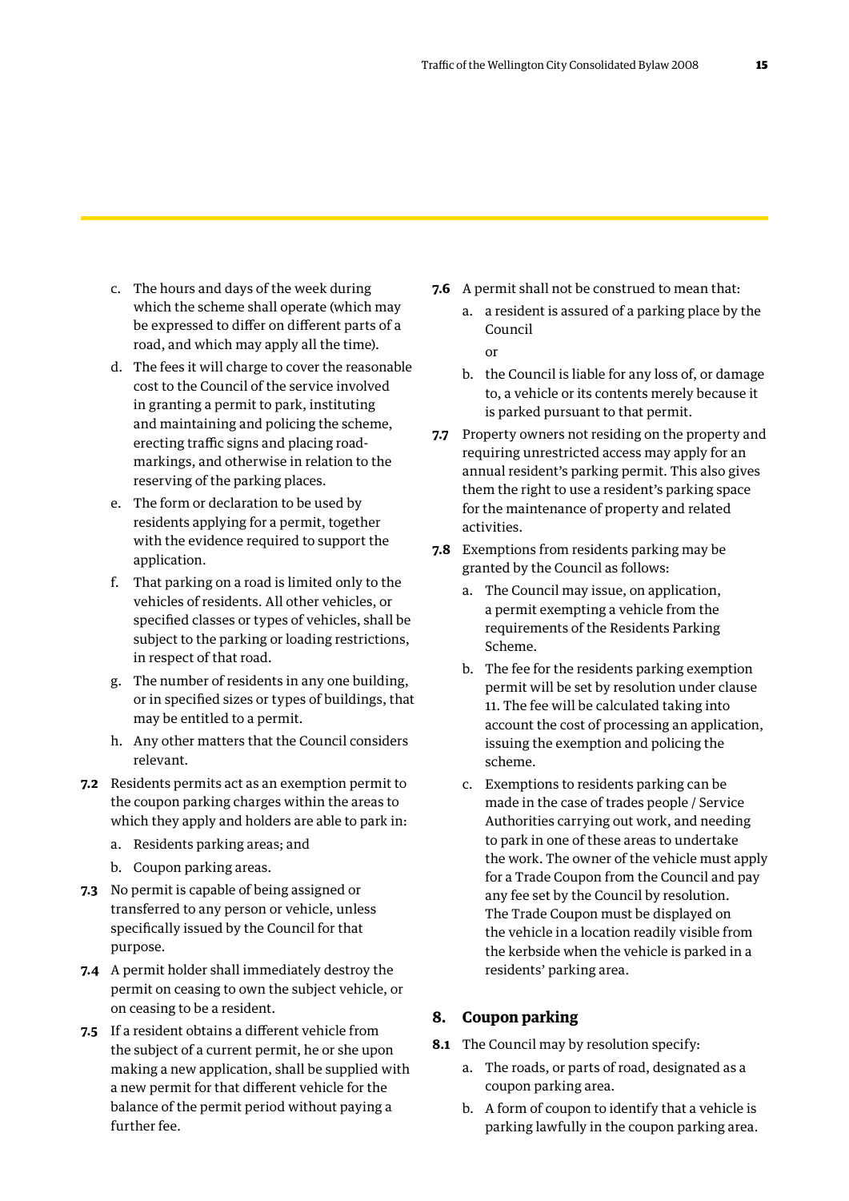c. The hours and days of the week during which the scheme shall operate (which may be expressed to differ on different parts of a road, and which may apply all the time).

d. The fees it will charge to cover the reasonable cost to the Council of the service involved in granting a permit to park, instituting and maintaining and policing the scheme, erecting traffic signs and placing road-markings, and otherwise in relation to the reserving of the parking places.

e. The form or declaration to be used by residents applying for a permit, together with the evidence required to support the application.

f. That parking on a road is limited only to the vehicles of residents. All other vehicles, or specified classes or types of vehicles, shall be subject to the parking or loading restrictions, in respect of that road.

g. The number of residents in any one building, or in specified sizes or types of buildings, that may be entitled to a permit.

h. Any other matters that the Council considers relevant.

**7.2** Residents permits act as an exemption permit to the coupon parking charges within the areas to which they apply and holders are able to park in:

a. Residents parking areas; and

b. Coupon parking areas.

**7.3** No permit is capable of being assigned or transferred to any person or vehicle, unless specifically issued by the Council for that purpose.

**7.4** A permit holder shall immediately destroy the permit on ceasing to own the subject vehicle, or on ceasing to be a resident.

**7.5** If a resident obtains a different vehicle from the subject of a current permit, he or she upon making a new application, shall be supplied with a new permit for that different vehicle for the balance of the permit period without paying a further fee.

**7.6** A permit shall not be construed to mean that:

a. a resident is assured of a parking place by the Council

or

b. the Council is liable for any loss of, or damage to, a vehicle or its contents merely because it is parked pursuant to that permit.

**7.7** Property owners not residing on the property and requiring unrestricted access may apply for an annual resident's parking permit. This also gives them the right to use a resident's parking space for the maintenance of property and related activities.

**7.8** Exemptions from residents parking may be granted by the Council as follows:

a. The Council may issue, on application, a permit exempting a vehicle from the requirements of the Residents Parking Scheme.

b. The fee for the residents parking exemption permit will be set by resolution under clause 11. The fee will be calculated taking into account the cost of processing an application, issuing the exemption and policing the scheme.

c. Exemptions to residents parking can be made in the case of trades people / Service Authorities carrying out work, and needing to park in one of these areas to undertake the work. The owner of the vehicle must apply for a Trade Coupon from the Council and pay any fee set by the Council by resolution. The Trade Coupon must be displayed on the vehicle in a location readily visible from the kerbside when the vehicle is parked in a residents' parking area.

## 8. Coupon parking

**8.1** The Council may by resolution specify:

a. The roads, or parts of road, designated as a coupon parking area.

b. A form of coupon to identify that a vehicle is parking lawfully in the coupon parking area.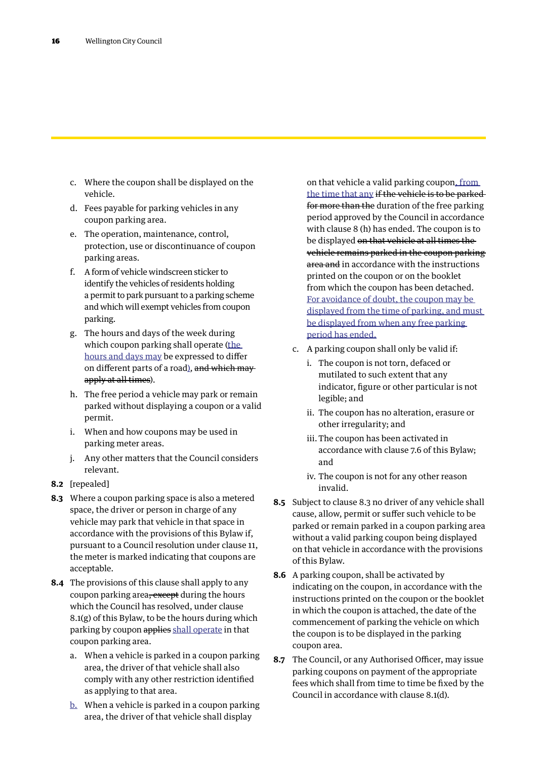c. Where the coupon shall be displayed on the vehicle.

d. Fees payable for parking vehicles in any coupon parking area.

e. The operation, maintenance, control, protection, use or discontinuance of coupon parking areas.

f. A form of vehicle windscreen sticker to identify the vehicles of residents holding a permit to park pursuant to a parking scheme and which will exempt vehicles from coupon parking.

g. The hours and days of the week during which coupon parking shall operate (the hours and days may be expressed to differ on different parts of a road), ~~and which may apply at all times~~).

h. The free period a vehicle may park or remain parked without displaying a coupon or a valid permit.

i. When and how coupons may be used in parking meter areas.

j. Any other matters that the Council considers relevant.

**8.2** [repealed]

**8.3** Where a coupon parking space is also a metered space, the driver or person in charge of any vehicle may park that vehicle in that space in accordance with the provisions of this Bylaw if, pursuant to a Council resolution under clause 11, the meter is marked indicating that coupons are acceptable.

**8.4** The provisions of this clause shall apply to any coupon parking area~~, except~~ during the hours which the Council has resolved, under clause 8.1(g) of this Bylaw, to be the hours during which parking by coupon ~~applies~~ shall operate in that coupon parking area.

a. When a vehicle is parked in a coupon parking area, the driver of that vehicle shall also comply with any other restriction identified as applying to that area.

b. When a vehicle is parked in a coupon parking area, the driver of that vehicle shall display on that vehicle a valid parking coupon, from the time that any ~~if the vehicle is to be parked for more than the~~ duration of the free parking period approved by the Council in accordance with clause 8 (h) has ended. The coupon is to be displayed ~~on that vehicle at all times the vehicle remains parked in the coupon parking area and~~ in accordance with the instructions printed on the coupon or on the booklet from which the coupon has been detached. For avoidance of doubt, the coupon may be displayed from the time of parking, and must be displayed from when any free parking period has ended.

c. A parking coupon shall only be valid if:

   i. The coupon is not torn, defaced or mutilated to such extent that any indicator, figure or other particular is not legible; and

   ii. The coupon has no alteration, erasure or other irregularity; and

   iii. The coupon has been activated in accordance with clause 7.6 of this Bylaw; and

   iv. The coupon is not for any other reason invalid.

**8.5** Subject to clause 8.3 no driver of any vehicle shall cause, allow, permit or suffer such vehicle to be parked or remain parked in a coupon parking area without a valid parking coupon being displayed on that vehicle in accordance with the provisions of this Bylaw.

**8.6** A parking coupon, shall be activated by indicating on the coupon, in accordance with the instructions printed on the coupon or the booklet in which the coupon is attached, the date of the commencement of parking the vehicle on which the coupon is to be displayed in the parking coupon area.

**8.7** The Council, or any Authorised Officer, may issue parking coupons on payment of the appropriate fees which shall from time to time be fixed by the Council in accordance with clause 8.1(d).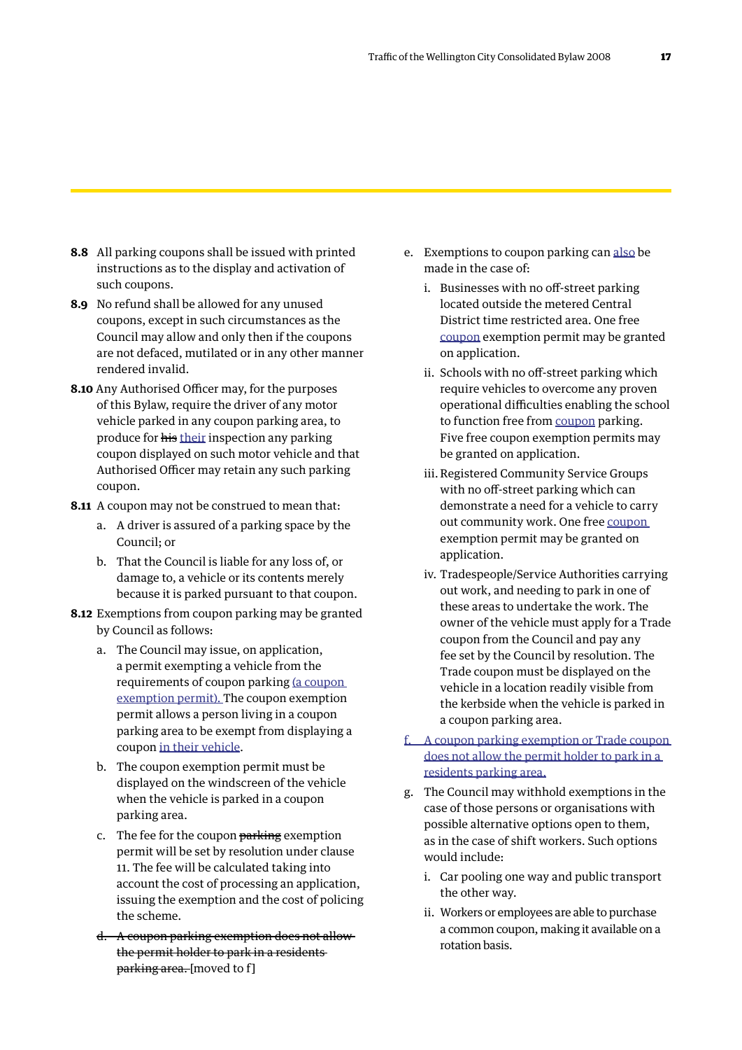**8.8** All parking coupons shall be issued with printed instructions as to the display and activation of such coupons.

**8.9** No refund shall be allowed for any unused coupons, except in such circumstances as the Council may allow and only then if the coupons are not defaced, mutilated or in any other manner rendered invalid.

**8.10** Any Authorised Officer may, for the purposes of this Bylaw, require the driver of any motor vehicle parked in any coupon parking area, to produce for ~~his~~ their inspection any parking coupon displayed on such motor vehicle and that Authorised Officer may retain any such parking coupon.

**8.11** A coupon may not be construed to mean that:

a. A driver is assured of a parking space by the Council; or

b. That the Council is liable for any loss of, or damage to, a vehicle or its contents merely because it is parked pursuant to that coupon.

**8.12** Exemptions from coupon parking may be granted by Council as follows:

a. The Council may issue, on application, a permit exempting a vehicle from the requirements of coupon parking (a coupon exemption permit). The coupon exemption permit allows a person living in a coupon parking area to be exempt from displaying a coupon in their vehicle.

b. The coupon exemption permit must be displayed on the windscreen of the vehicle when the vehicle is parked in a coupon parking area.

c. The fee for the coupon ~~parking~~ exemption permit will be set by resolution under clause 11. The fee will be calculated taking into account the cost of processing an application, issuing the exemption and the cost of policing the scheme.

~~d. A coupon parking exemption does not allow the permit holder to park in a residents parking area.~~ [moved to f]

e. Exemptions to coupon parking can also be made in the case of:

i. Businesses with no off-street parking located outside the metered Central District time restricted area. One free coupon exemption permit may be granted on application.

ii. Schools with no off-street parking which require vehicles to overcome any proven operational difficulties enabling the school to function free from coupon parking. Five free coupon exemption permits may be granted on application.

iii. Registered Community Service Groups with no off-street parking which can demonstrate a need for a vehicle to carry out community work. One free coupon exemption permit may be granted on application.

iv. Tradespeople/Service Authorities carrying out work, and needing to park in one of these areas to undertake the work. The owner of the vehicle must apply for a Trade coupon from the Council and pay any fee set by the Council by resolution. The Trade coupon must be displayed on the vehicle in a location readily visible from the kerbside when the vehicle is parked in a coupon parking area.

f. A coupon parking exemption or Trade coupon does not allow the permit holder to park in a residents parking area.

g. The Council may withhold exemptions in the case of those persons or organisations with possible alternative options open to them, as in the case of shift workers. Such options would include:

i. Car pooling one way and public transport the other way.

ii. Workers or employees are able to purchase a common coupon, making it available on a rotation basis.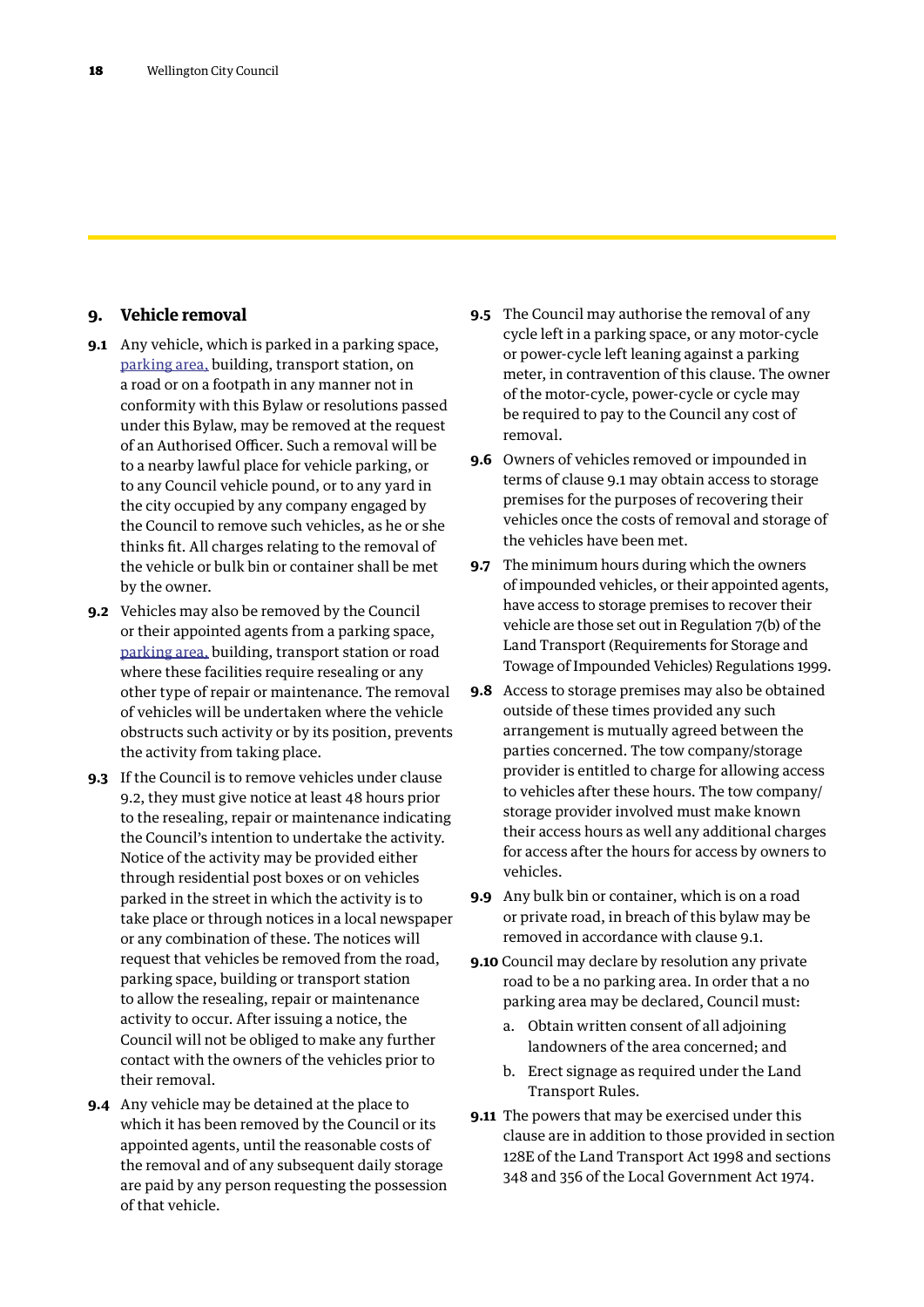## 9. Vehicle removal

**9.1** Any vehicle, which is parked in a parking space, parking area, building, transport station, on a road or on a footpath in any manner not in conformity with this Bylaw or resolutions passed under this Bylaw, may be removed at the request of an Authorised Officer. Such a removal will be to a nearby lawful place for vehicle parking, or to any Council vehicle pound, or to any yard in the city occupied by any company engaged by the Council to remove such vehicles, as he or she thinks fit. All charges relating to the removal of the vehicle or bulk bin or container shall be met by the owner.

**9.2** Vehicles may also be removed by the Council or their appointed agents from a parking space, parking area, building, transport station or road where these facilities require resealing or any other type of repair or maintenance. The removal of vehicles will be undertaken where the vehicle obstructs such activity or by its position, prevents the activity from taking place.

**9.3** If the Council is to remove vehicles under clause 9.2, they must give notice at least 48 hours prior to the resealing, repair or maintenance indicating the Council's intention to undertake the activity. Notice of the activity may be provided either through residential post boxes or on vehicles parked in the street in which the activity is to take place or through notices in a local newspaper or any combination of these. The notices will request that vehicles be removed from the road, parking space, building or transport station to allow the resealing, repair or maintenance activity to occur. After issuing a notice, the Council will not be obliged to make any further contact with the owners of the vehicles prior to their removal.

**9.4** Any vehicle may be detained at the place to which it has been removed by the Council or its appointed agents, until the reasonable costs of the removal and of any subsequent daily storage are paid by any person requesting the possession of that vehicle.

**9.5** The Council may authorise the removal of any cycle left in a parking space, or any motor-cycle or power-cycle left leaning against a parking meter, in contravention of this clause. The owner of the motor-cycle, power-cycle or cycle may be required to pay to the Council any cost of removal.

**9.6** Owners of vehicles removed or impounded in terms of clause 9.1 may obtain access to storage premises for the purposes of recovering their vehicles once the costs of removal and storage of the vehicles have been met.

**9.7** The minimum hours during which the owners of impounded vehicles, or their appointed agents, have access to storage premises to recover their vehicle are those set out in Regulation 7(b) of the Land Transport (Requirements for Storage and Towage of Impounded Vehicles) Regulations 1999.

**9.8** Access to storage premises may also be obtained outside of these times provided any such arrangement is mutually agreed between the parties concerned. The tow company/storage provider is entitled to charge for allowing access to vehicles after these hours. The tow company/storage provider involved must make known their access hours as well any additional charges for access after the hours for access by owners to vehicles.

**9.9** Any bulk bin or container, which is on a road or private road, in breach of this bylaw may be removed in accordance with clause 9.1.

**9.10** Council may declare by resolution any private road to be a no parking area. In order that a no parking area may be declared, Council must:

a. Obtain written consent of all adjoining landowners of the area concerned; and

b. Erect signage as required under the Land Transport Rules.

**9.11** The powers that may be exercised under this clause are in addition to those provided in section 128E of the Land Transport Act 1998 and sections 348 and 356 of the Local Government Act 1974.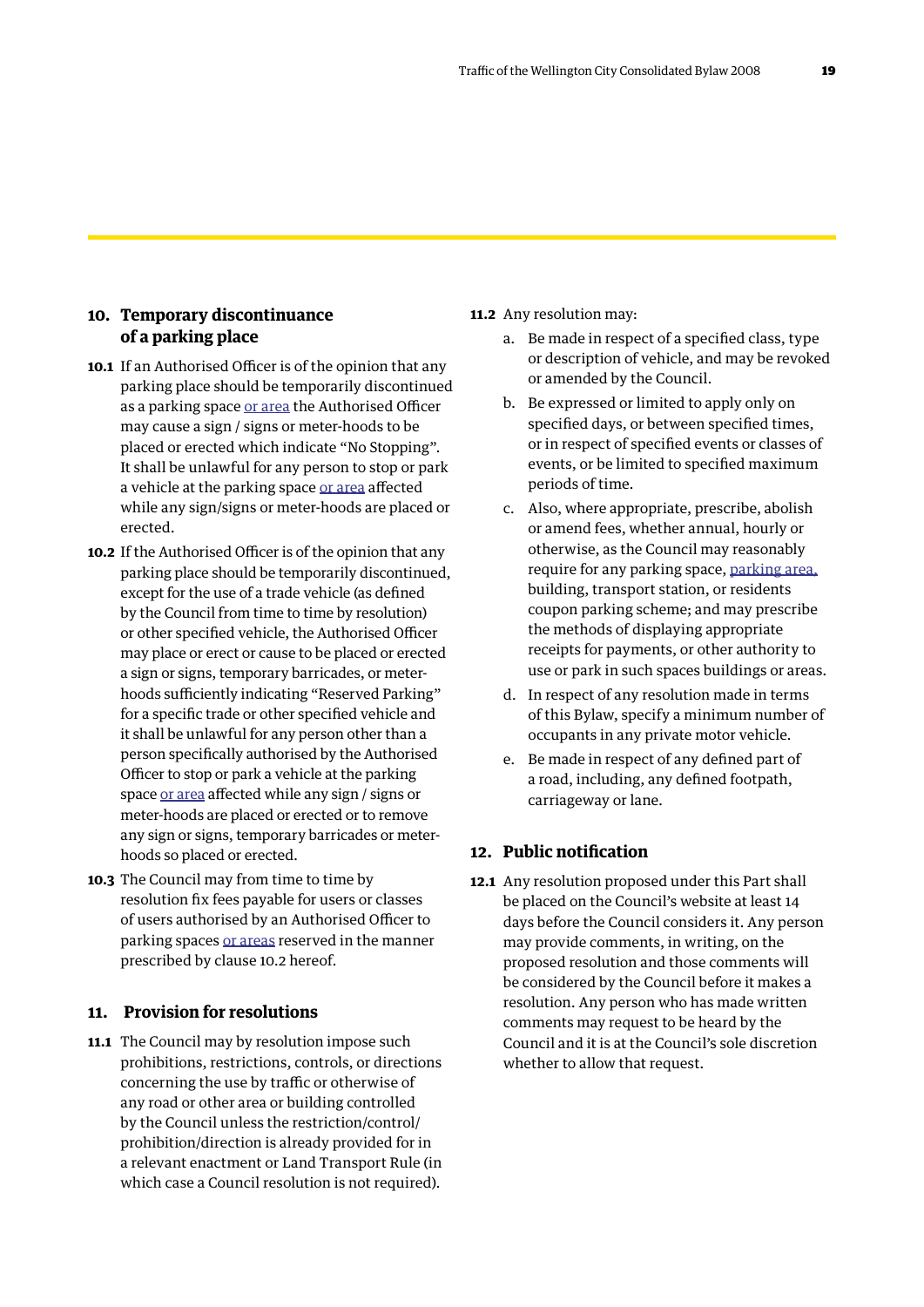## 10. Temporary discontinuance of a parking place

**10.1** If an Authorised Officer is of the opinion that any parking place should be temporarily discontinued as a parking space or area the Authorised Officer may cause a sign / signs or meter-hoods to be placed or erected which indicate "No Stopping". It shall be unlawful for any person to stop or park a vehicle at the parking space or area affected while any sign/signs or meter-hoods are placed or erected.

**10.2** If the Authorised Officer is of the opinion that any parking place should be temporarily discontinued, except for the use of a trade vehicle (as defined by the Council from time to time by resolution) or other specified vehicle, the Authorised Officer may place or erect or cause to be placed or erected a sign or signs, temporary barricades, or meter-hoods sufficiently indicating "Reserved Parking" for a specific trade or other specified vehicle and it shall be unlawful for any person other than a person specifically authorised by the Authorised Officer to stop or park a vehicle at the parking space or area affected while any sign / signs or meter-hoods are placed or erected or to remove any sign or signs, temporary barricades or meter-hoods so placed or erected.

**10.3** The Council may from time to time by resolution fix fees payable for users or classes of users authorised by an Authorised Officer to parking spaces or areas reserved in the manner prescribed by clause 10.2 hereof.

## 11. Provision for resolutions

**11.1** The Council may by resolution impose such prohibitions, restrictions, controls, or directions concerning the use by traffic or otherwise of any road or other area or building controlled by the Council unless the restriction/control/prohibition/direction is already provided for in a relevant enactment or Land Transport Rule (in which case a Council resolution is not required).

**11.2** Any resolution may:

a. Be made in respect of a specified class, type or description of vehicle, and may be revoked or amended by the Council.

b. Be expressed or limited to apply only on specified days, or between specified times, or in respect of specified events or classes of events, or be limited to specified maximum periods of time.

c. Also, where appropriate, prescribe, abolish or amend fees, whether annual, hourly or otherwise, as the Council may reasonably require for any parking space, parking area, building, transport station, or residents coupon parking scheme; and may prescribe the methods of displaying appropriate receipts for payments, or other authority to use or park in such spaces buildings or areas.

d. In respect of any resolution made in terms of this Bylaw, specify a minimum number of occupants in any private motor vehicle.

e. Be made in respect of any defined part of a road, including, any defined footpath, carriageway or lane.

## 12. Public notification

**12.1** Any resolution proposed under this Part shall be placed on the Council's website at least 14 days before the Council considers it. Any person may provide comments, in writing, on the proposed resolution and those comments will be considered by the Council before it makes a resolution. Any person who has made written comments may request to be heard by the Council and it is at the Council's sole discretion whether to allow that request.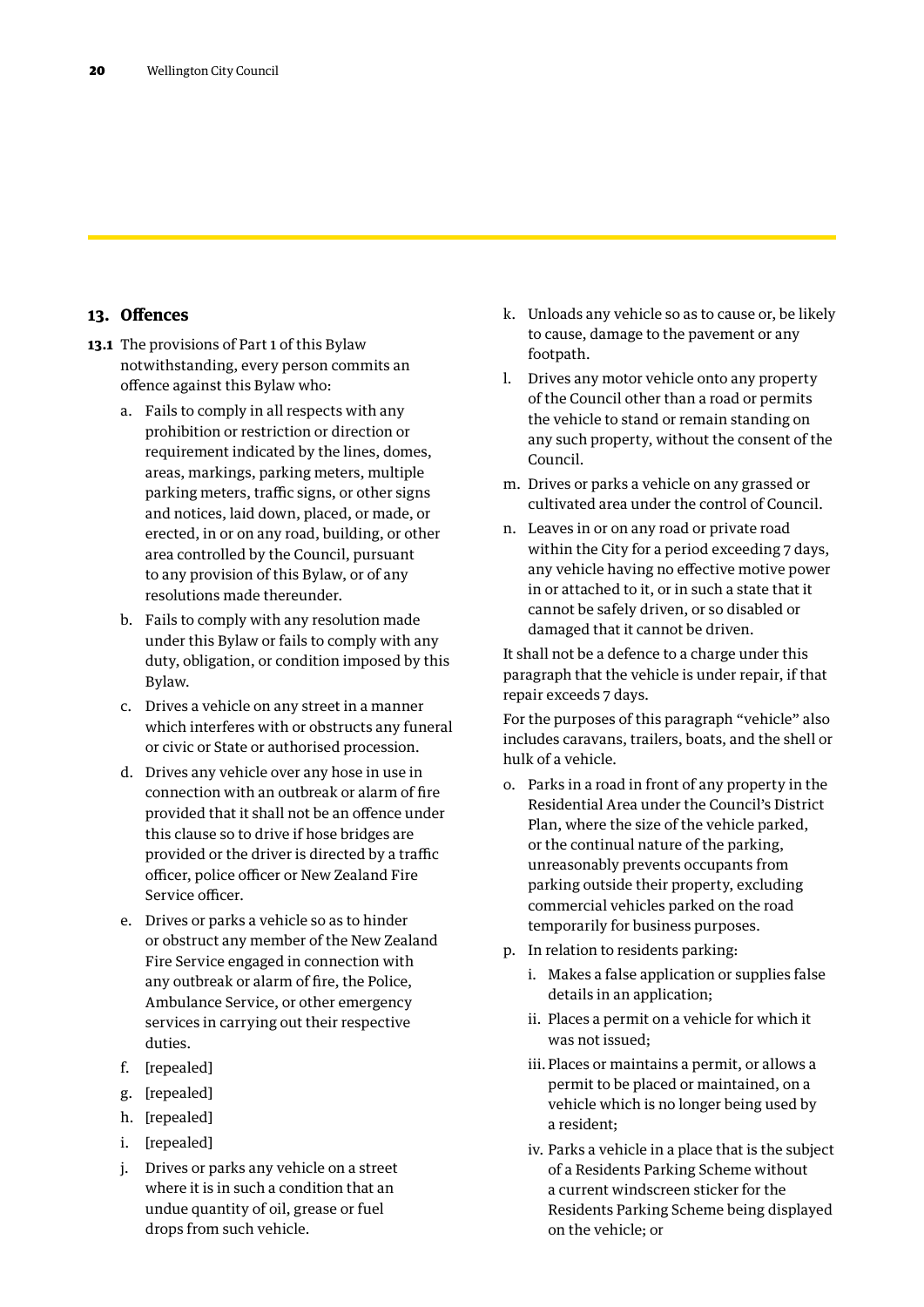## 13. Offences

**13.1** The provisions of Part 1 of this Bylaw notwithstanding, every person commits an offence against this Bylaw who:

a. Fails to comply in all respects with any prohibition or restriction or direction or requirement indicated by the lines, domes, areas, markings, parking meters, multiple parking meters, traffic signs, or other signs and notices, laid down, placed, or made, or erected, in or on any road, building, or other area controlled by the Council, pursuant to any provision of this Bylaw, or of any resolutions made thereunder.

b. Fails to comply with any resolution made under this Bylaw or fails to comply with any duty, obligation, or condition imposed by this Bylaw.

c. Drives a vehicle on any street in a manner which interferes with or obstructs any funeral or civic or State or authorised procession.

d. Drives any vehicle over any hose in use in connection with an outbreak or alarm of fire provided that it shall not be an offence under this clause so to drive if hose bridges are provided or the driver is directed by a traffic officer, police officer or New Zealand Fire Service officer.

e. Drives or parks a vehicle so as to hinder or obstruct any member of the New Zealand Fire Service engaged in connection with any outbreak or alarm of fire, the Police, Ambulance Service, or other emergency services in carrying out their respective duties.

f. [repealed]

g. [repealed]

h. [repealed]

i. [repealed]

j. Drives or parks any vehicle on a street where it is in such a condition that an undue quantity of oil, grease or fuel drops from such vehicle.

k. Unloads any vehicle so as to cause or, be likely to cause, damage to the pavement or any footpath.

l. Drives any motor vehicle onto any property of the Council other than a road or permits the vehicle to stand or remain standing on any such property, without the consent of the Council.

m. Drives or parks a vehicle on any grassed or cultivated area under the control of Council.

n. Leaves in or on any road or private road within the City for a period exceeding 7 days, any vehicle having no effective motive power in or attached to it, or in such a state that it cannot be safely driven, or so disabled or damaged that it cannot be driven.

It shall not be a defence to a charge under this paragraph that the vehicle is under repair, if that repair exceeds 7 days.

For the purposes of this paragraph "vehicle" also includes caravans, trailers, boats, and the shell or hulk of a vehicle.

o. Parks in a road in front of any property in the Residential Area under the Council's District Plan, where the size of the vehicle parked, or the continual nature of the parking, unreasonably prevents occupants from parking outside their property, excluding commercial vehicles parked on the road temporarily for business purposes.

p. In relation to residents parking:

   i. Makes a false application or supplies false details in an application;

   ii. Places a permit on a vehicle for which it was not issued;

   iii. Places or maintains a permit, or allows a permit to be placed or maintained, on a vehicle which is no longer being used by a resident;

   iv. Parks a vehicle in a place that is the subject of a Residents Parking Scheme without a current windscreen sticker for the Residents Parking Scheme being displayed on the vehicle; or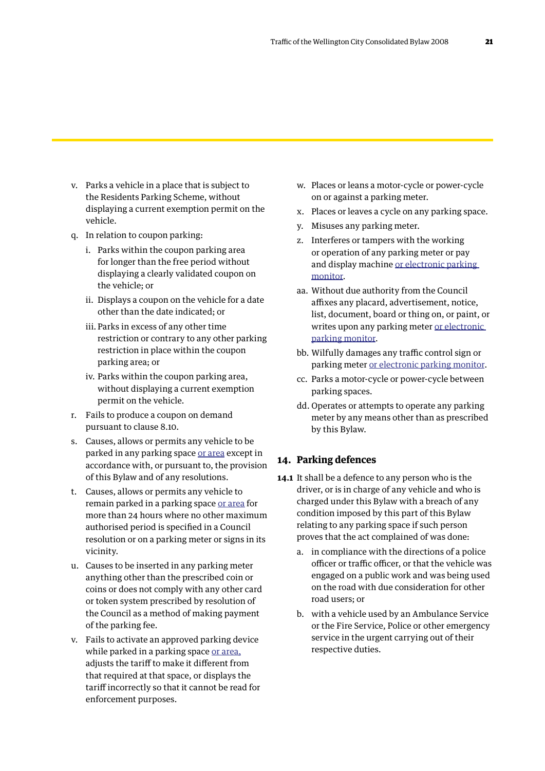- v. Parks a vehicle in a place that is subject to the Residents Parking Scheme, without displaying a current exemption permit on the vehicle.
- q. In relation to coupon parking:
  - i. Parks within the coupon parking area for longer than the free period without displaying a clearly validated coupon on the vehicle; or
  - ii. Displays a coupon on the vehicle for a date other than the date indicated; or
  - iii. Parks in excess of any other time restriction or contrary to any other parking restriction in place within the coupon parking area; or
  - iv. Parks within the coupon parking area, without displaying a current exemption permit on the vehicle.
- r. Fails to produce a coupon on demand pursuant to clause 8.10.
- s. Causes, allows or permits any vehicle to be parked in any parking space or area except in accordance with, or pursuant to, the provision of this Bylaw and of any resolutions.
- t. Causes, allows or permits any vehicle to remain parked in a parking space or area for more than 24 hours where no other maximum authorised period is specified in a Council resolution or on a parking meter or signs in its vicinity.
- u. Causes to be inserted in any parking meter anything other than the prescribed coin or coins or does not comply with any other card or token system prescribed by resolution of the Council as a method of making payment of the parking fee.
- v. Fails to activate an approved parking device while parked in a parking space or area, adjusts the tariff to make it different from that required at that space, or displays the tariff incorrectly so that it cannot be read for enforcement purposes.
- w. Places or leans a motor-cycle or power-cycle on or against a parking meter.
- x. Places or leaves a cycle on any parking space.
- y. Misuses any parking meter.
- z. Interferes or tampers with the working or operation of any parking meter or pay and display machine or electronic parking monitor.
- aa. Without due authority from the Council affixes any placard, advertisement, notice, list, document, board or thing on, or paint, or writes upon any parking meter or electronic parking monitor.
- bb. Wilfully damages any traffic control sign or parking meter or electronic parking monitor.
- cc. Parks a motor-cycle or power-cycle between parking spaces.
- dd. Operates or attempts to operate any parking meter by any means other than as prescribed by this Bylaw.

## 14. Parking defences

**14.1** It shall be a defence to any person who is the driver, or is in charge of any vehicle and who is charged under this Bylaw with a breach of any condition imposed by this part of this Bylaw relating to any parking space if such person proves that the act complained of was done:

- a. in compliance with the directions of a police officer or traffic officer, or that the vehicle was engaged on a public work and was being used on the road with due consideration for other road users; or
- b. with a vehicle used by an Ambulance Service or the Fire Service, Police or other emergency service in the urgent carrying out of their respective duties.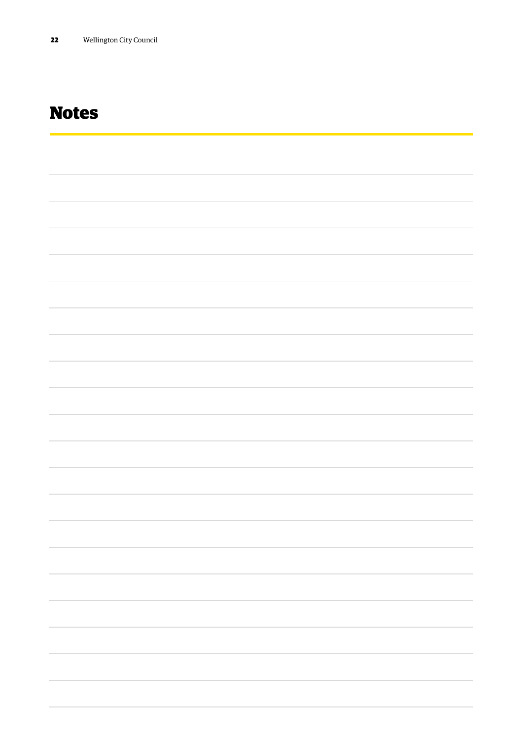# Notes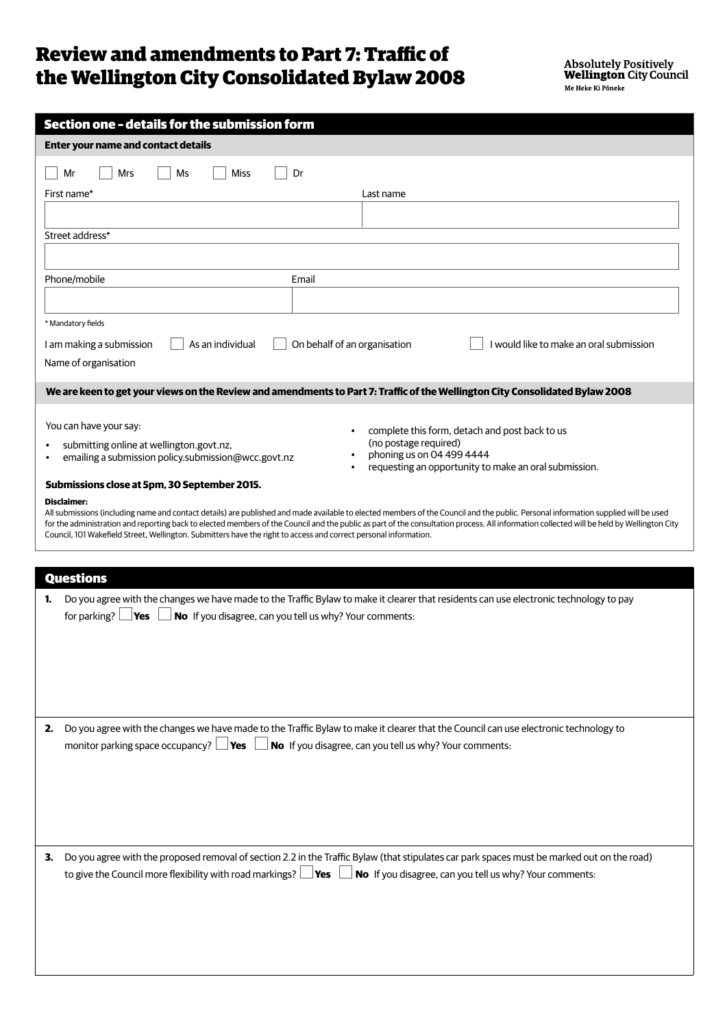# Review and amendments to Part 7: Traffic of the Wellington City Consolidated Bylaw 2008

**Absolutely Positively Wellington City Council**
Me Heke Ki Pōneke

## Section one – details for the submission form

**Enter your name and contact details**

☐ Mr ☐ Mrs ☐ Ms ☐ Miss ☐ Dr

First name*

Last name

Street address*

Phone/mobile

Email

\* Mandatory fields

I am making a submission ☐ As an individual ☐ On behalf of an organisation ☐ I would like to make an oral submission

Name of organisation

**We are keen to get your views on the Review and amendments to Part 7: Traffic of the Wellington City Consolidated Bylaw 2008**

You can have your say:

- submitting online at wellington.govt.nz,
- emailing a submission policy.submission@wcc.govt.nz
- complete this form, detach and post back to us (no postage required)
- phoning us on 04 499 4444
- requesting an opportunity to make an oral submission.

**Submissions close at 5pm, 30 September 2015.**

**Disclaimer:**
All submissions (including name and contact details) are published and made available to elected members of the Council and the public. Personal information supplied will be used for the administration and reporting back to elected members of the Council and the public as part of the consultation process. All information collected will be held by Wellington City Council, 101 Wakefield Street, Wellington. Submitters have the right to access and correct personal information.

## Questions

**1.** Do you agree with the changes we have made to the Traffic Bylaw to make it clearer that residents can use electronic technology to pay for parking? ☐ **Yes** ☐ **No** If you disagree, can you tell us why? Your comments:

**2.** Do you agree with the changes we have made to the Traffic Bylaw to make it clearer that the Council can use electronic technology to monitor parking space occupancy? ☐ **Yes** ☐ **No** If you disagree, can you tell us why? Your comments:

**3.** Do you agree with the proposed removal of section 2.2 in the Traffic Bylaw (that stipulates car park spaces must be marked out on the road) to give the Council more flexibility with road markings? ☐ **Yes** ☐ **No** If you disagree, can you tell us why? Your comments: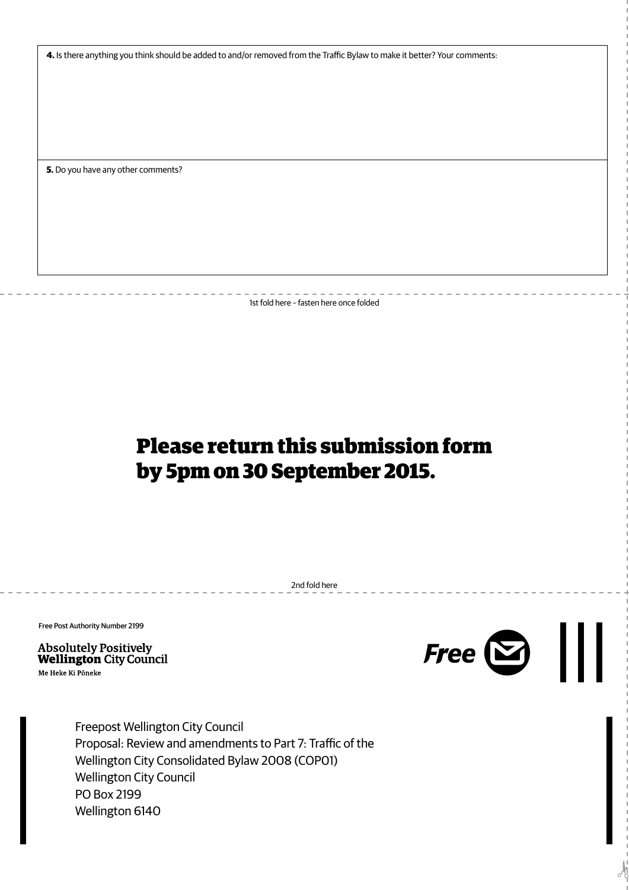**4.** Is there anything you think should be added to and/or removed from the Traffic Bylaw to make it better? Your comments:

**5.** Do you have any other comments?

1st fold here – fasten here once folded

# Please return this submission form by 5pm on 30 September 2015.

2nd fold here

Free Post Authority Number 2199

Absolutely Positively **Wellington** City Council

Me Heke Ki Pōneke

Free

Freepost Wellington City Council
Proposal: Review and amendments to Part 7: Traffic of the Wellington City Consolidated Bylaw 2008 (COP01)
Wellington City Council
PO Box 2199
Wellington 6140